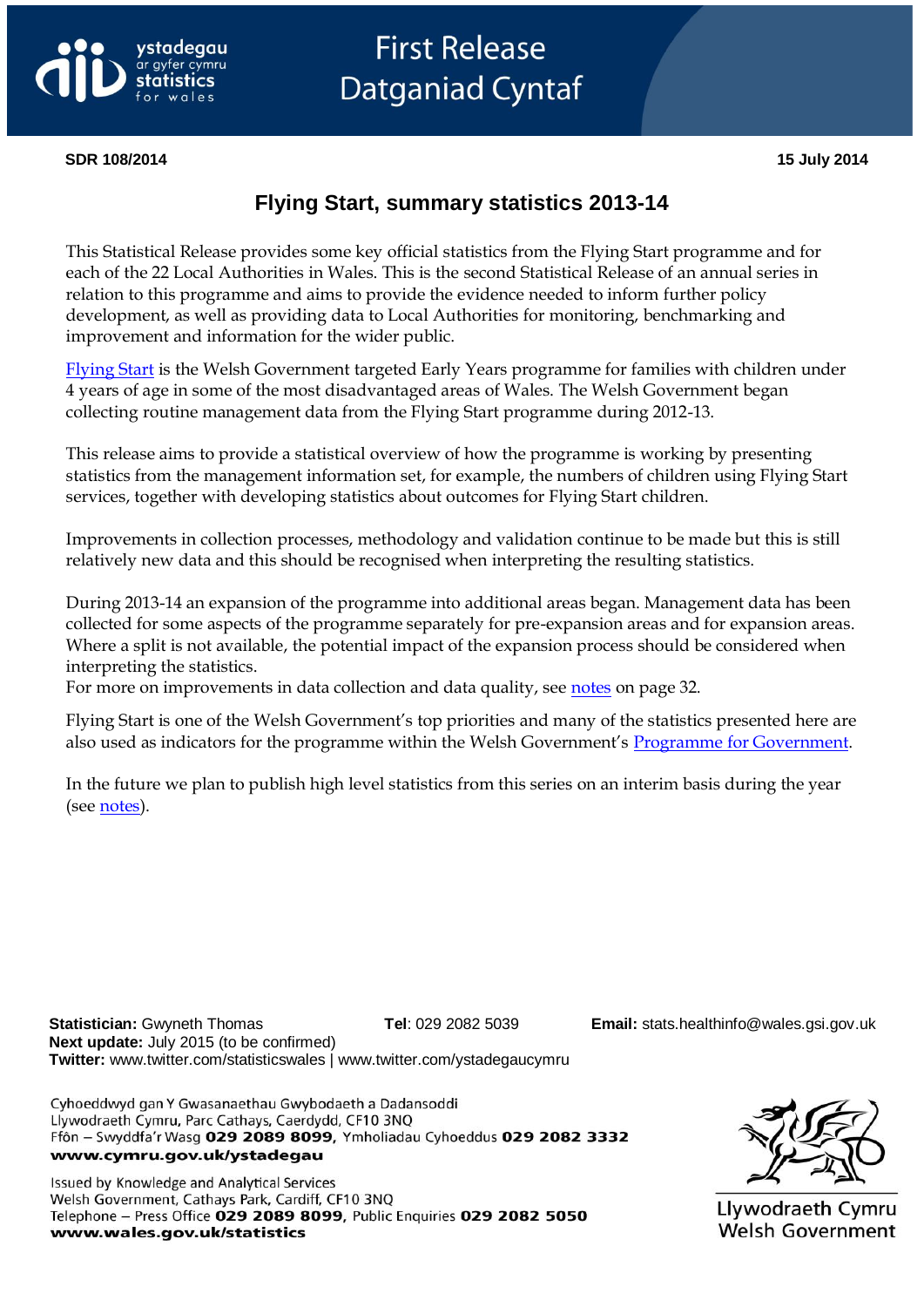ystadegau ar gyfer cymru
statistics for wales

# First Release
# Datganiad Cyntaf

**SDR 108/2014** **15 July 2014**

## Flying Start, summary statistics 2013-14

This Statistical Release provides some key official statistics from the Flying Start programme and for each of the 22 Local Authorities in Wales. This is the second Statistical Release of an annual series in relation to this programme and aims to provide the evidence needed to inform further policy development, as well as providing data to Local Authorities for monitoring, benchmarking and improvement and information for the wider public.

Flying Start is the Welsh Government targeted Early Years programme for families with children under 4 years of age in some of the most disadvantaged areas of Wales. The Welsh Government began collecting routine management data from the Flying Start programme during 2012-13.

This release aims to provide a statistical overview of how the programme is working by presenting statistics from the management information set, for example, the numbers of children using Flying Start services, together with developing statistics about outcomes for Flying Start children.

Improvements in collection processes, methodology and validation continue to be made but this is still relatively new data and this should be recognised when interpreting the resulting statistics.

During 2013-14 an expansion of the programme into additional areas began. Management data has been collected for some aspects of the programme separately for pre-expansion areas and for expansion areas. Where a split is not available, the potential impact of the expansion process should be considered when interpreting the statistics.
For more on improvements in data collection and data quality, see notes on page 32.

Flying Start is one of the Welsh Government's top priorities and many of the statistics presented here are also used as indicators for the programme within the Welsh Government's Programme for Government.

In the future we plan to publish high level statistics from this series on an interim basis during the year (see notes).

**Statistician:** Gwyneth Thomas **Tel**: 029 2082 5039 **Email:** stats.healthinfo@wales.gsi.gov.uk
**Next update:** July 2015 (to be confirmed)
**Twitter:** www.twitter.com/statisticswales | www.twitter.com/ystadegaucymru

Cyhoeddwyd gan Y Gwasanaethau Gwybodaeth a Dadansoddi
Llywodraeth Cymru, Parc Cathays, Caerdydd, CF10 3NQ
Ffôn – Swyddfa'r Wasg **029 2089 8099**, Ymholiadau Cyhoeddus **029 2082 3332**
**www.cymru.gov.uk/ystadegau**

Issued by Knowledge and Analytical Services
Welsh Government, Cathays Park, Cardiff, CF10 3NQ
Telephone – Press Office **029 2089 8099**, Public Enquiries **029 2082 5050**
**www.wales.gov.uk/statistics**

Llywodraeth Cymru
Welsh Government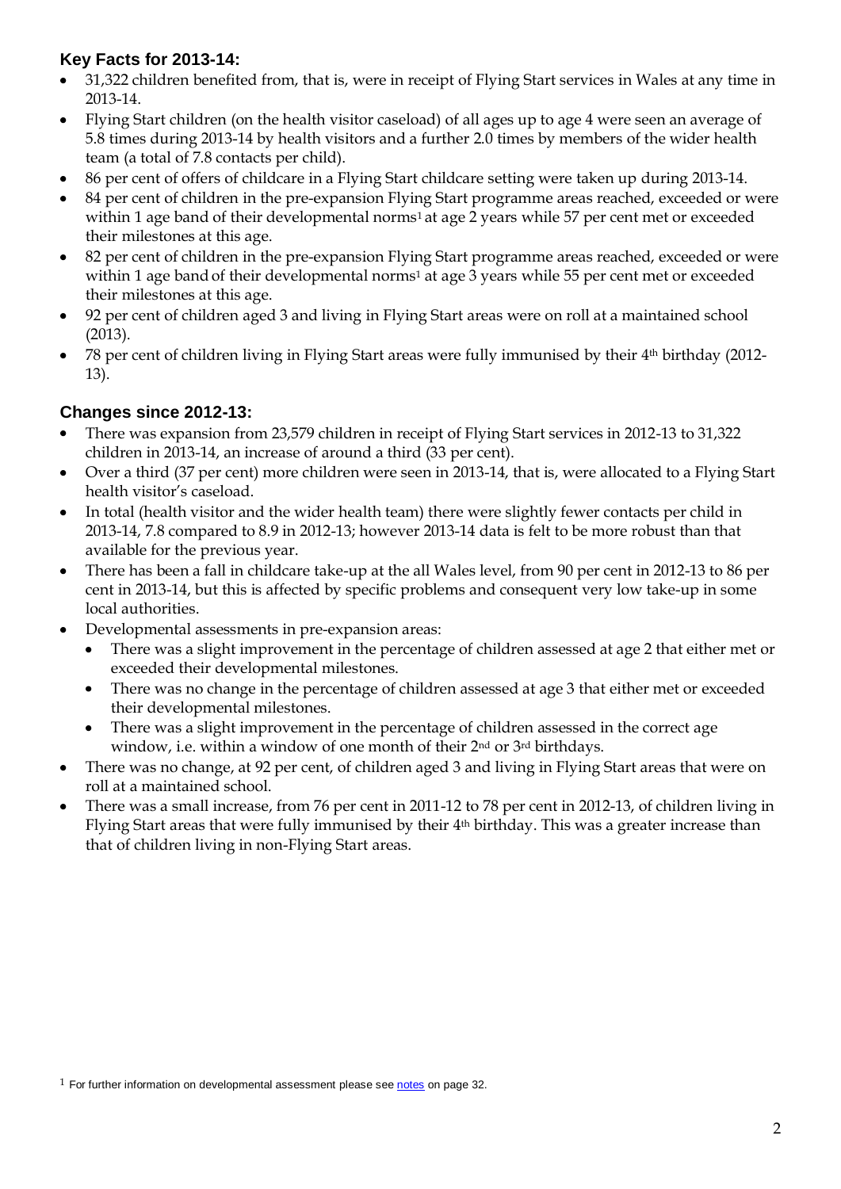## Key Facts for 2013-14:

- 31,322 children benefited from, that is, were in receipt of Flying Start services in Wales at any time in 2013-14.
- Flying Start children (on the health visitor caseload) of all ages up to age 4 were seen an average of 5.8 times during 2013-14 by health visitors and a further 2.0 times by members of the wider health team (a total of 7.8 contacts per child).
- 86 per cent of offers of childcare in a Flying Start childcare setting were taken up during 2013-14.
- 84 per cent of children in the pre-expansion Flying Start programme areas reached, exceeded or were within 1 age band of their developmental norms[1] at age 2 years while 57 per cent met or exceeded their milestones at this age.
- 82 per cent of children in the pre-expansion Flying Start programme areas reached, exceeded or were within 1 age band of their developmental norms[1] at age 3 years while 55 per cent met or exceeded their milestones at this age.
- 92 per cent of children aged 3 and living in Flying Start areas were on roll at a maintained school (2013).
- 78 per cent of children living in Flying Start areas were fully immunised by their 4th birthday (2012-13).

## Changes since 2012-13:

- There was expansion from 23,579 children in receipt of Flying Start services in 2012-13 to 31,322 children in 2013-14, an increase of around a third (33 per cent).
- Over a third (37 per cent) more children were seen in 2013-14, that is, were allocated to a Flying Start health visitor's caseload.
- In total (health visitor and the wider health team) there were slightly fewer contacts per child in 2013-14, 7.8 compared to 8.9 in 2012-13; however 2013-14 data is felt to be more robust than that available for the previous year.
- There has been a fall in childcare take-up at the all Wales level, from 90 per cent in 2012-13 to 86 per cent in 2013-14, but this is affected by specific problems and consequent very low take-up in some local authorities.
- Developmental assessments in pre-expansion areas:
  - There was a slight improvement in the percentage of children assessed at age 2 that either met or exceeded their developmental milestones.
  - There was no change in the percentage of children assessed at age 3 that either met or exceeded their developmental milestones.
  - There was a slight improvement in the percentage of children assessed in the correct age window, i.e. within a window of one month of their 2nd or 3rd birthdays.
- There was no change, at 92 per cent, of children aged 3 and living in Flying Start areas that were on roll at a maintained school.
- There was a small increase, from 76 per cent in 2011-12 to 78 per cent in 2012-13, of children living in Flying Start areas that were fully immunised by their 4th birthday. This was a greater increase than that of children living in non-Flying Start areas.

[1] For further information on developmental assessment please see notes on page 32.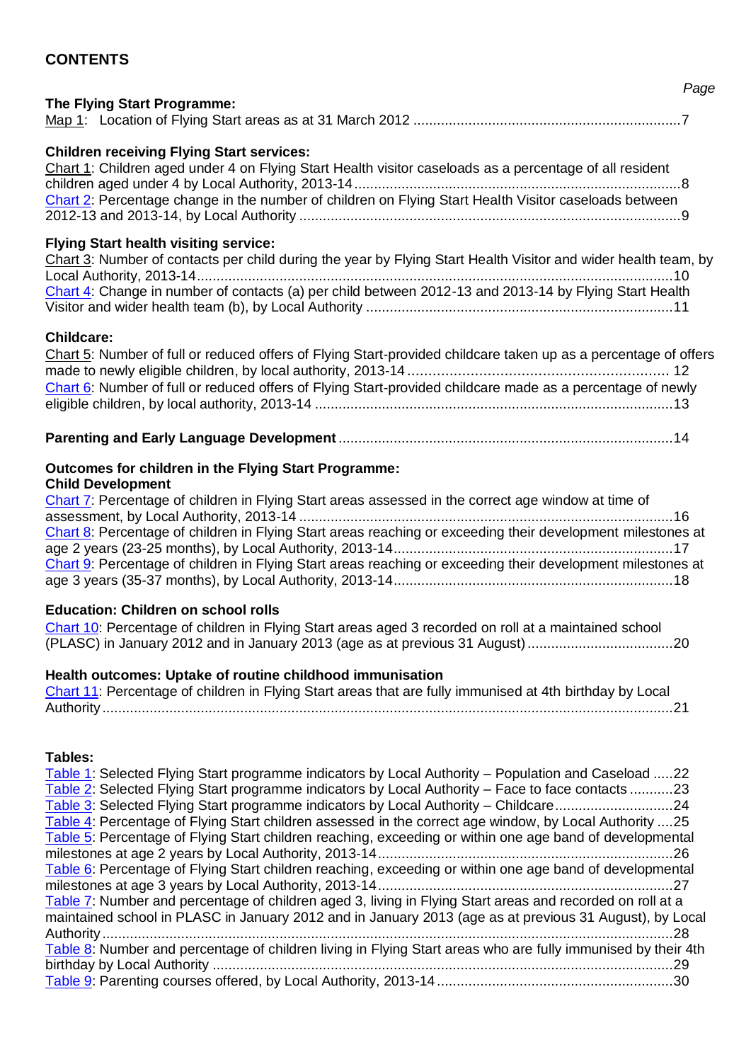## CONTENTS

*Page*

**The Flying Start Programme:**

Map 1: Location of Flying Start areas as at 31 March 2012 ....................................................................7

**Children receiving Flying Start services:**

Chart 1: Children aged under 4 on Flying Start Health visitor caseloads as a percentage of all resident children aged under 4 by Local Authority, 2013-14 ....................................................................8

Chart 2: Percentage change in the number of children on Flying Start Health Visitor caseloads between 2012-13 and 2013-14, by Local Authority ....................................................................9

**Flying Start health visiting service:**

Chart 3: Number of contacts per child during the year by Flying Start Health Visitor and wider health team, by Local Authority, 2013-14....................................................................10

Chart 4: Change in number of contacts (a) per child between 2012-13 and 2013-14 by Flying Start Health Visitor and wider health team (b), by Local Authority ....................................................................11

**Childcare:**

Chart 5: Number of full or reduced offers of Flying Start-provided childcare taken up as a percentage of offers made to newly eligible children, by local authority, 2013-14 .................................................................... 12

Chart 6: Number of full or reduced offers of Flying Start-provided childcare made as a percentage of newly eligible children, by local authority, 2013-14 ....................................................................13

**Parenting and Early Language Development** ....................................................................14

**Outcomes for children in the Flying Start Programme:**

**Child Development**

Chart 7: Percentage of children in Flying Start areas assessed in the correct age window at time of assessment, by Local Authority, 2013-14 ....................................................................16

Chart 8: Percentage of children in Flying Start areas reaching or exceeding their development milestones at age 2 years (23-25 months), by Local Authority, 2013-14....................................................................17

Chart 9: Percentage of children in Flying Start areas reaching or exceeding their development milestones at age 3 years (35-37 months), by Local Authority, 2013-14....................................................................18

**Education: Children on school rolls**

Chart 10: Percentage of children in Flying Start areas aged 3 recorded on roll at a maintained school (PLASC) in January 2012 and in January 2013 (age as at previous 31 August)....................................................................20

**Health outcomes: Uptake of routine childhood immunisation**

Chart 11: Percentage of children in Flying Start areas that are fully immunised at 4th birthday by Local Authority....................................................................21

**Tables:**

Table 1: Selected Flying Start programme indicators by Local Authority – Population and Caseload .....22

Table 2: Selected Flying Start programme indicators by Local Authority – Face to face contacts ...........23

Table 3: Selected Flying Start programme indicators by Local Authority – Childcare..............................24

Table 4: Percentage of Flying Start children assessed in the correct age window, by Local Authority ....25

Table 5: Percentage of Flying Start children reaching, exceeding or within one age band of developmental milestones at age 2 years by Local Authority, 2013-14....................................................................26

Table 6: Percentage of Flying Start children reaching, exceeding or within one age band of developmental milestones at age 3 years by Local Authority, 2013-14....................................................................27

Table 7: Number and percentage of children aged 3, living in Flying Start areas and recorded on roll at a maintained school in PLASC in January 2012 and in January 2013 (age as at previous 31 August), by Local Authority....................................................................28

Table 8: Number and percentage of children living in Flying Start areas who are fully immunised by their 4th birthday by Local Authority ....................................................................29

Table 9: Parenting courses offered, by Local Authority, 2013-14....................................................................30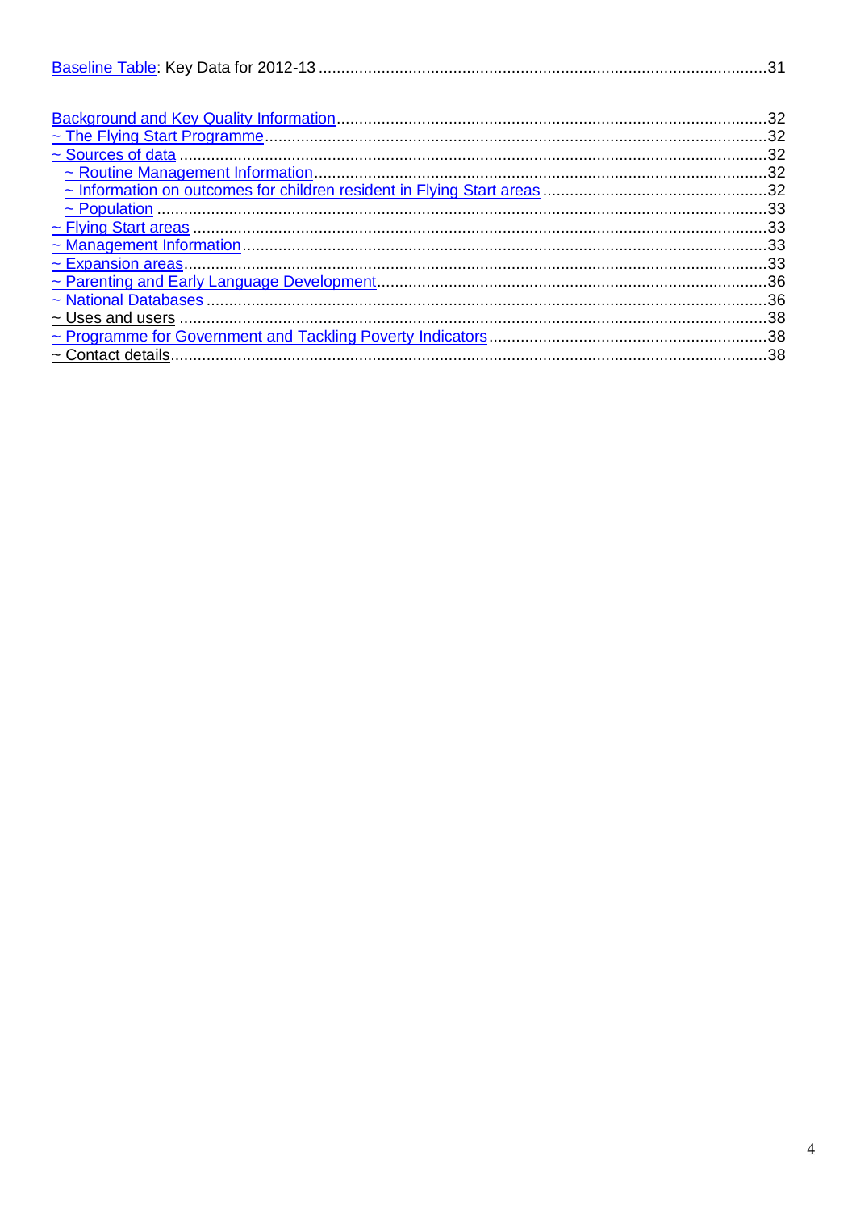Baseline Table: Key Data for 2012-13 .......................................................................................31

Background and Key Quality Information ...................................................................................32
~ The Flying Start Programme ....................................................................................................32
~ Sources of data ..........................................................................................................................32
  ~ Routine Management Information .........................................................................................32
  ~ Information on outcomes for children resident in Flying Start areas ....................................32
  ~ Population ...............................................................................................................................33
~ Flying Start areas .......................................................................................................................33
~ Management Information ..........................................................................................................33
~ Expansion areas .........................................................................................................................33
~ Parenting and Early Language Development ............................................................................36
~ National Databases ....................................................................................................................36
~ Uses and users ...........................................................................................................................38
~ Programme for Government and Tackling Poverty Indicators ...................................................38
~ Contact details ............................................................................................................................38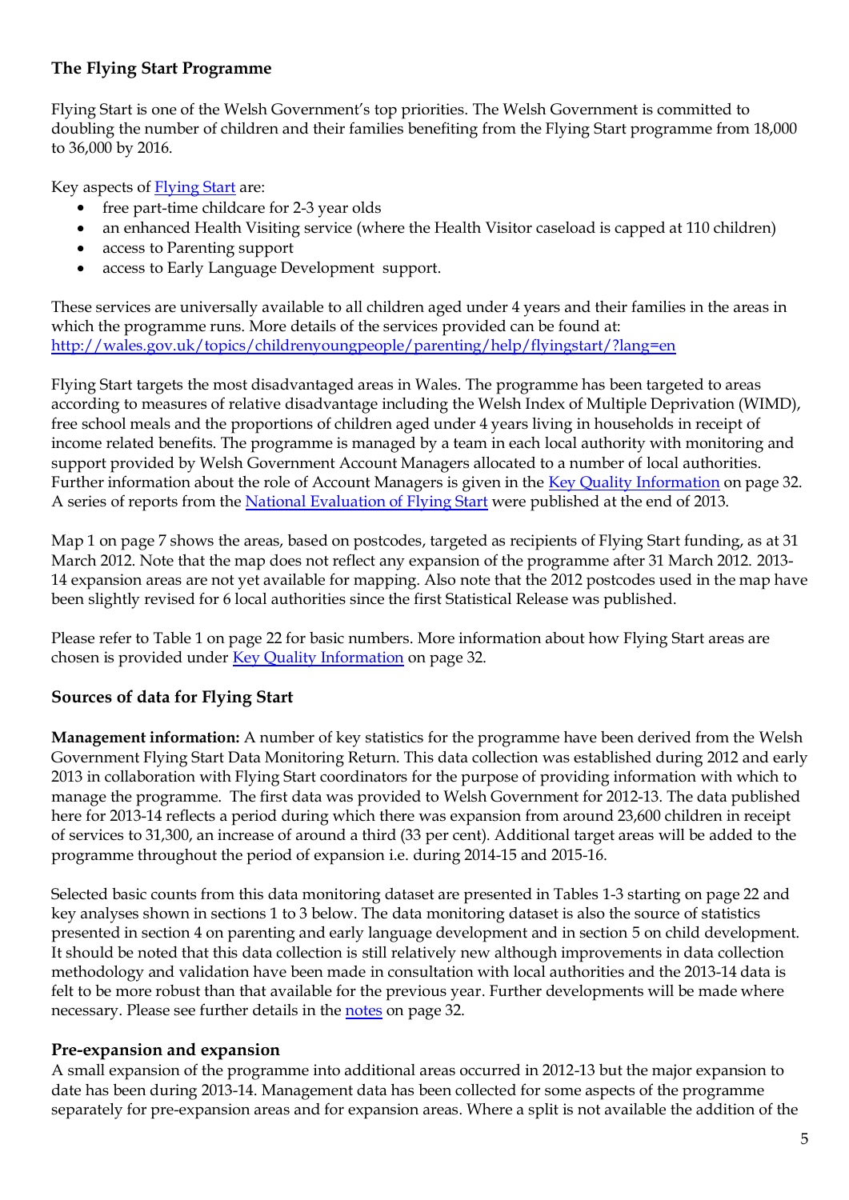## The Flying Start Programme

Flying Start is one of the Welsh Government's top priorities. The Welsh Government is committed to doubling the number of children and their families benefiting from the Flying Start programme from 18,000 to 36,000 by 2016.

Key aspects of [Flying Start](#) are:

- free part-time childcare for 2-3 year olds
- an enhanced Health Visiting service (where the Health Visitor caseload is capped at 110 children)
- access to Parenting support
- access to Early Language Development support.

These services are universally available to all children aged under 4 years and their families in the areas in which the programme runs. More details of the services provided can be found at: http://wales.gov.uk/topics/childrenyoungpeople/parenting/help/flyingstart/?lang=en

Flying Start targets the most disadvantaged areas in Wales. The programme has been targeted to areas according to measures of relative disadvantage including the Welsh Index of Multiple Deprivation (WIMD), free school meals and the proportions of children aged under 4 years living in households in receipt of income related benefits. The programme is managed by a team in each local authority with monitoring and support provided by Welsh Government Account Managers allocated to a number of local authorities. Further information about the role of Account Managers is given in the Key Quality Information on page 32. A series of reports from the National Evaluation of Flying Start were published at the end of 2013.

Map 1 on page 7 shows the areas, based on postcodes, targeted as recipients of Flying Start funding, as at 31 March 2012. Note that the map does not reflect any expansion of the programme after 31 March 2012. 2013-14 expansion areas are not yet available for mapping. Also note that the 2012 postcodes used in the map have been slightly revised for 6 local authorities since the first Statistical Release was published.

Please refer to Table 1 on page 22 for basic numbers. More information about how Flying Start areas are chosen is provided under Key Quality Information on page 32.

## Sources of data for Flying Start

**Management information:** A number of key statistics for the programme have been derived from the Welsh Government Flying Start Data Monitoring Return. This data collection was established during 2012 and early 2013 in collaboration with Flying Start coordinators for the purpose of providing information with which to manage the programme. The first data was provided to Welsh Government for 2012-13. The data published here for 2013-14 reflects a period during which there was expansion from around 23,600 children in receipt of services to 31,300, an increase of around a third (33 per cent). Additional target areas will be added to the programme throughout the period of expansion i.e. during 2014-15 and 2015-16.

Selected basic counts from this data monitoring dataset are presented in Tables 1-3 starting on page 22 and key analyses shown in sections 1 to 3 below. The data monitoring dataset is also the source of statistics presented in section 4 on parenting and early language development and in section 5 on child development. It should be noted that this data collection is still relatively new although improvements in data collection methodology and validation have been made in consultation with local authorities and the 2013-14 data is felt to be more robust than that available for the previous year. Further developments will be made where necessary. Please see further details in the notes on page 32.

## Pre-expansion and expansion

A small expansion of the programme into additional areas occurred in 2012-13 but the major expansion to date has been during 2013-14. Management data has been collected for some aspects of the programme separately for pre-expansion areas and for expansion areas. Where a split is not available the addition of the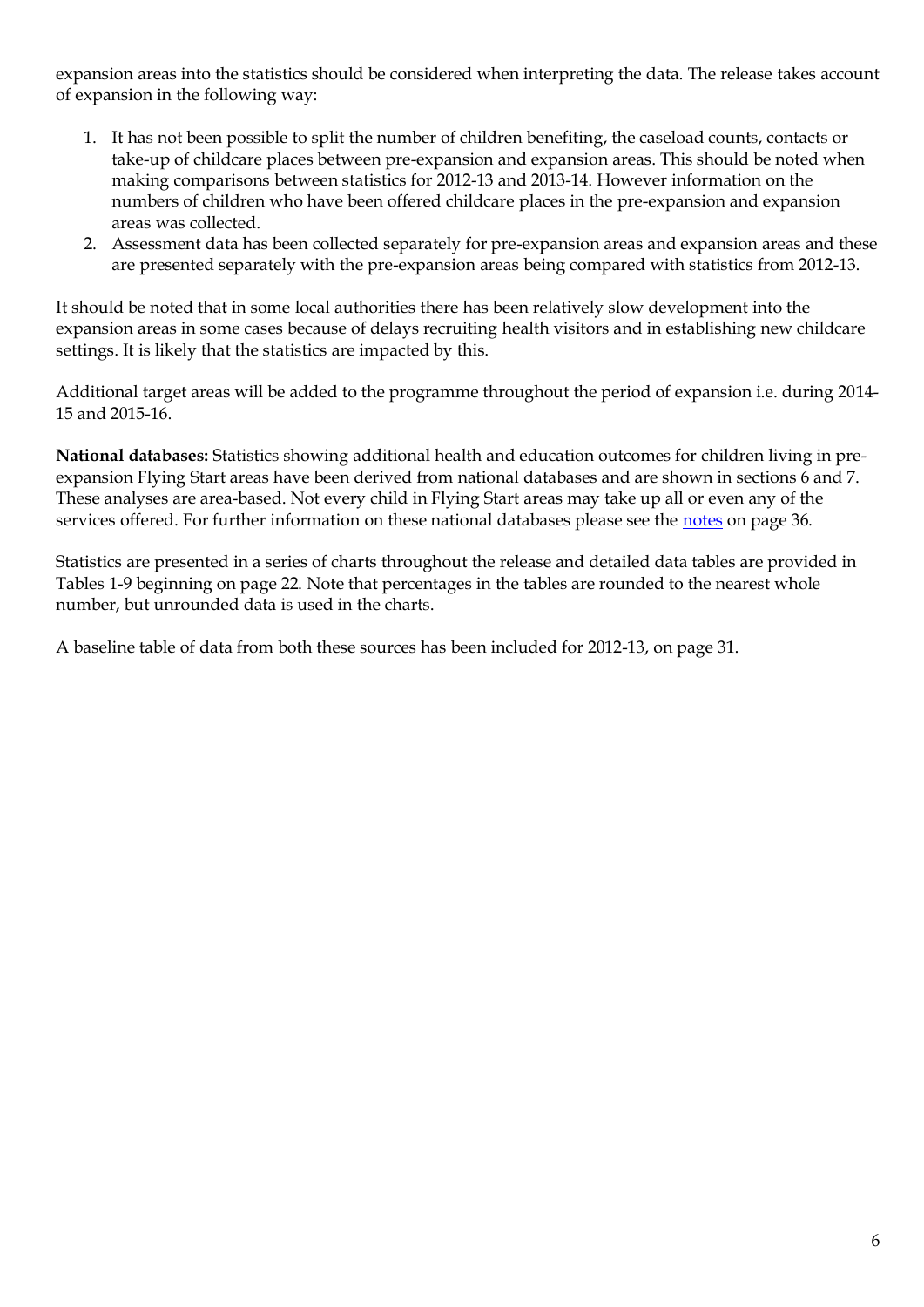expansion areas into the statistics should be considered when interpreting the data. The release takes account of expansion in the following way:

1. It has not been possible to split the number of children benefiting, the caseload counts, contacts or take-up of childcare places between pre-expansion and expansion areas. This should be noted when making comparisons between statistics for 2012-13 and 2013-14. However information on the numbers of children who have been offered childcare places in the pre-expansion and expansion areas was collected.
2. Assessment data has been collected separately for pre-expansion areas and expansion areas and these are presented separately with the pre-expansion areas being compared with statistics from 2012-13.

It should be noted that in some local authorities there has been relatively slow development into the expansion areas in some cases because of delays recruiting health visitors and in establishing new childcare settings. It is likely that the statistics are impacted by this.

Additional target areas will be added to the programme throughout the period of expansion i.e. during 2014-15 and 2015-16.

**National databases:** Statistics showing additional health and education outcomes for children living in pre-expansion Flying Start areas have been derived from national databases and are shown in sections 6 and 7. These analyses are area-based. Not every child in Flying Start areas may take up all or even any of the services offered. For further information on these national databases please see the notes on page 36.

Statistics are presented in a series of charts throughout the release and detailed data tables are provided in Tables 1-9 beginning on page 22. Note that percentages in the tables are rounded to the nearest whole number, but unrounded data is used in the charts.

A baseline table of data from both these sources has been included for 2012-13, on page 31.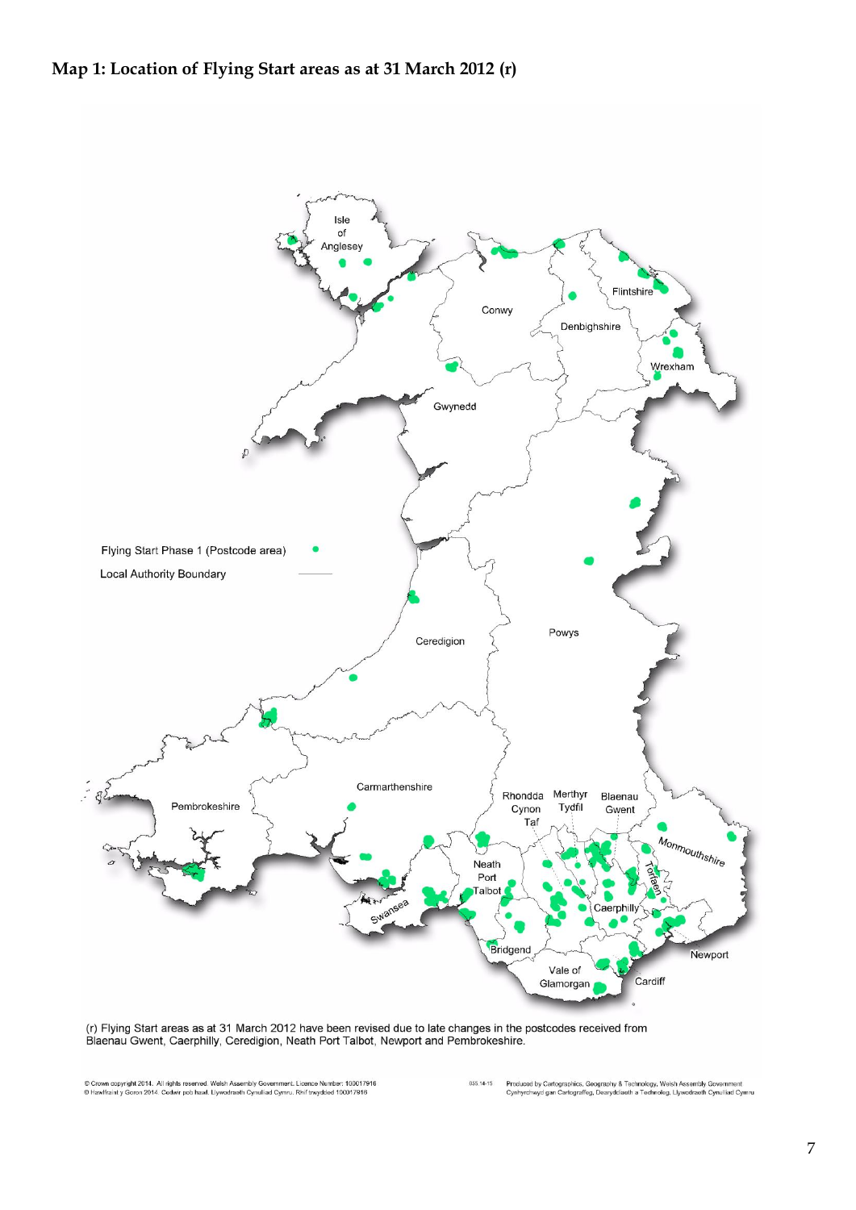**Map 1: Location of Flying Start areas as at 31 March 2012 (r)**

Flying Start Phase 1 (Postcode area)

Local Authority Boundary

Isle of Anglesey, Conwy, Denbighshire, Flintshire, Wrexham, Gwynedd, Powys, Ceredigion, Pembrokeshire, Carmarthenshire, Swansea, Neath Port Talbot, Bridgend, Rhondda Cynon Taf, Merthyr Tydfil, Blaenau Gwent, Caerphilly, Torfaen, Monmouthshire, Newport, Cardiff, Vale of Glamorgan

(r) Flying Start areas as at 31 March 2012 have been revised due to late changes in the postcodes received from Blaenau Gwent, Caerphilly, Ceredigion, Neath Port Talbot, Newport and Pembrokeshire.

© Crown copyright 2014. All rights reserved. Welsh Assembly Government. Licence Number: 100017916
© Hawlfraint y Goron 2014. Cedwr pob hawl. Llywodraeth Cynulliad Cymru. Rhif trwydded 100017916

035.14-15 Produced by Cartographics, Geography & Technology, Welsh Assembly Government
Cynhyrchwyd gan Cartograffeg, Daearyddiaeth a Technoleg, Llywodraeth Cynulliad Cymru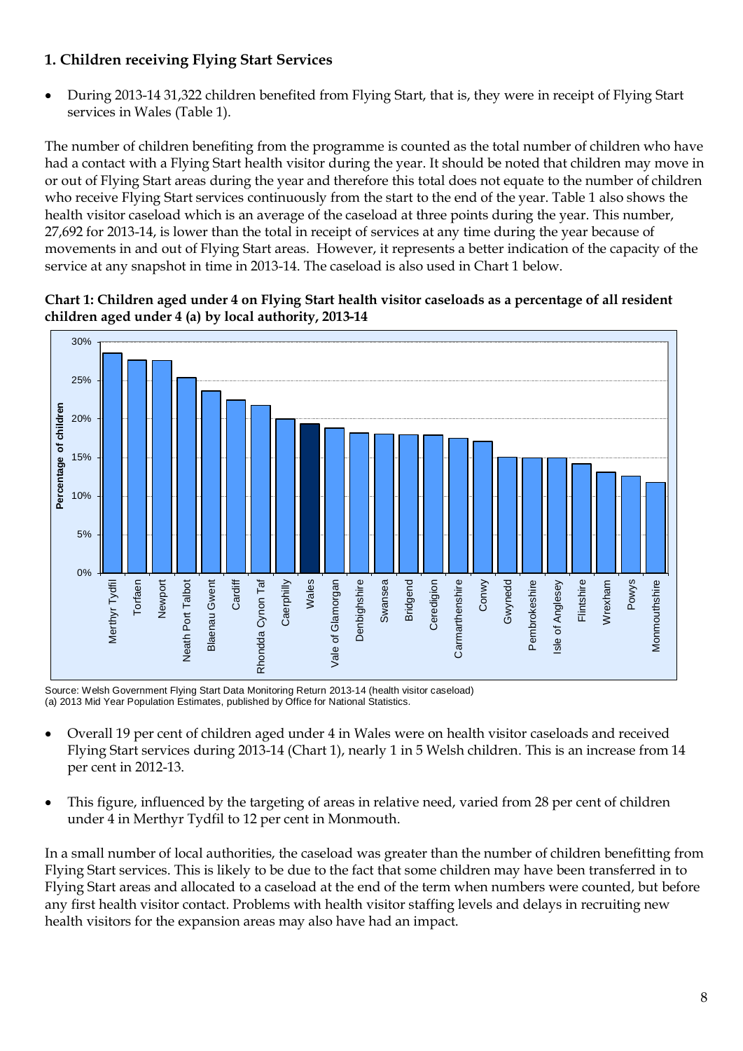## 1. Children receiving Flying Start Services

- During 2013-14 31,322 children benefited from Flying Start, that is, they were in receipt of Flying Start services in Wales (Table 1).

The number of children benefiting from the programme is counted as the total number of children who have had a contact with a Flying Start health visitor during the year. It should be noted that children may move in or out of Flying Start areas during the year and therefore this total does not equate to the number of children who receive Flying Start services continuously from the start to the end of the year. Table 1 also shows the health visitor caseload which is an average of the caseload at three points during the year. This number, 27,692 for 2013-14, is lower than the total in receipt of services at any time during the year because of movements in and out of Flying Start areas. However, it represents a better indication of the capacity of the service at any snapshot in time in 2013-14. The caseload is also used in Chart 1 below.

**Chart 1: Children aged under 4 on Flying Start health visitor caseloads as a percentage of all resident children aged under 4 (a) by local authority, 2013-14**

Source: Welsh Government Flying Start Data Monitoring Return 2013-14 (health visitor caseload)
(a) 2013 Mid Year Population Estimates, published by Office for National Statistics.

- Overall 19 per cent of children aged under 4 in Wales were on health visitor caseloads and received Flying Start services during 2013-14 (Chart 1), nearly 1 in 5 Welsh children. This is an increase from 14 per cent in 2012-13.

- This figure, influenced by the targeting of areas in relative need, varied from 28 per cent of children under 4 in Merthyr Tydfil to 12 per cent in Monmouth.

In a small number of local authorities, the caseload was greater than the number of children benefitting from Flying Start services. This is likely to be due to the fact that some children may have been transferred in to Flying Start areas and allocated to a caseload at the end of the term when numbers were counted, but before any first health visitor contact. Problems with health visitor staffing levels and delays in recruiting new health visitors for the expansion areas may also have had an impact.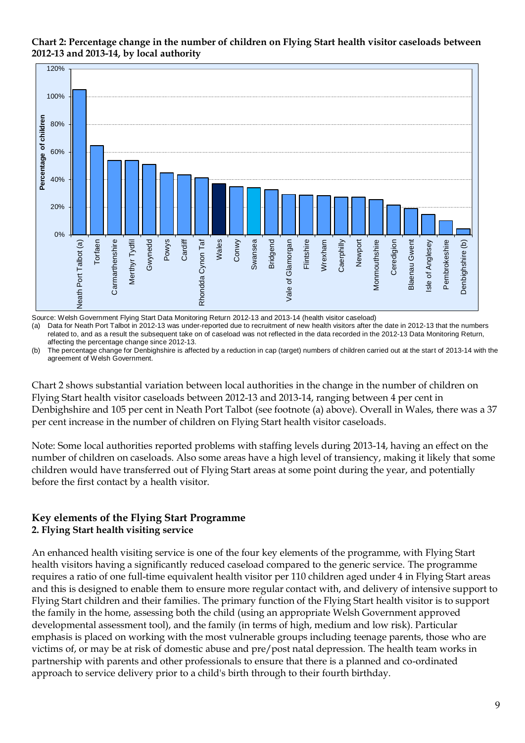**Chart 2: Percentage change in the number of children on Flying Start health visitor caseloads between 2012-13 and 2013-14, by local authority**

Source: Welsh Government Flying Start Data Monitoring Return 2012-13 and 2013-14 (health visitor caseload)

(a) Data for Neath Port Talbot in 2012-13 was under-reported due to recruitment of new health visitors after the date in 2012-13 that the numbers related to, and as a result the subsequent take on of caseload was not reflected in the data recorded in the 2012-13 Data Monitoring Return, affecting the percentage change since 2012-13.

(b) The percentage change for Denbighshire is affected by a reduction in cap (target) numbers of children carried out at the start of 2013-14 with the agreement of Welsh Government.

Chart 2 shows substantial variation between local authorities in the change in the number of children on Flying Start health visitor caseloads between 2012-13 and 2013-14, ranging between 4 per cent in Denbighshire and 105 per cent in Neath Port Talbot (see footnote (a) above). Overall in Wales, there was a 37 per cent increase in the number of children on Flying Start health visitor caseloads.

Note: Some local authorities reported problems with staffing levels during 2013-14, having an effect on the number of children on caseloads. Also some areas have a high level of transiency, making it likely that some children would have transferred out of Flying Start areas at some point during the year, and potentially before the first contact by a health visitor.

## Key elements of the Flying Start Programme

### 2. Flying Start health visiting service

An enhanced health visiting service is one of the four key elements of the programme, with Flying Start health visitors having a significantly reduced caseload compared to the generic service. The programme requires a ratio of one full-time equivalent health visitor per 110 children aged under 4 in Flying Start areas and this is designed to enable them to ensure more regular contact with, and delivery of intensive support to Flying Start children and their families. The primary function of the Flying Start health visitor is to support the family in the home, assessing both the child (using an appropriate Welsh Government approved developmental assessment tool), and the family (in terms of high, medium and low risk). Particular emphasis is placed on working with the most vulnerable groups including teenage parents, those who are victims of, or may be at risk of domestic abuse and pre/post natal depression. The health team works in partnership with parents and other professionals to ensure that there is a planned and co-ordinated approach to service delivery prior to a child's birth through to their fourth birthday.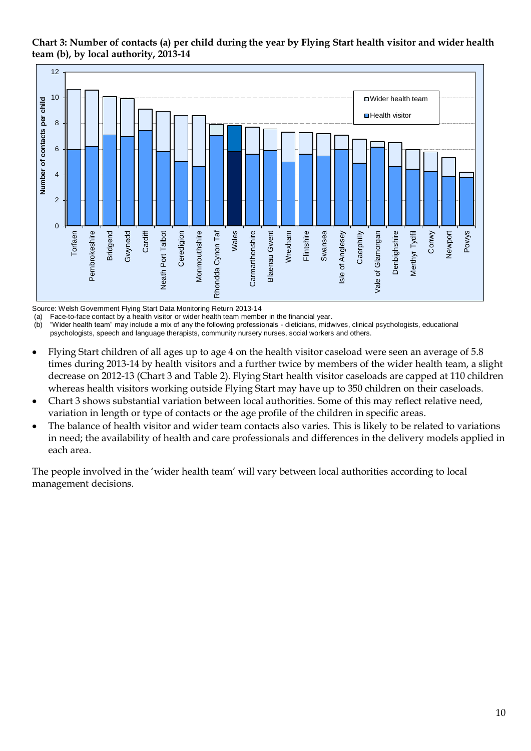**Chart 3: Number of contacts (a) per child during the year by Flying Start health visitor and wider health team (b), by local authority, 2013-14**

Source: Welsh Government Flying Start Data Monitoring Return 2013-14

(a) Face-to-face contact by a health visitor or wider health team member in the financial year.

(b) "Wider health team" may include a mix of any the following professionals - dieticians, midwives, clinical psychologists, educational psychologists, speech and language therapists, community nursery nurses, social workers and others.

- Flying Start children of all ages up to age 4 on the health visitor caseload were seen an average of 5.8 times during 2013-14 by health visitors and a further twice by members of the wider health team, a slight decrease on 2012-13 (Chart 3 and Table 2). Flying Start health visitor caseloads are capped at 110 children whereas health visitors working outside Flying Start may have up to 350 children on their caseloads.
- Chart 3 shows substantial variation between local authorities. Some of this may reflect relative need, variation in length or type of contacts or the age profile of the children in specific areas.
- The balance of health visitor and wider team contacts also varies. This is likely to be related to variations in need; the availability of health and care professionals and differences in the delivery models applied in each area.

The people involved in the 'wider health team' will vary between local authorities according to local management decisions.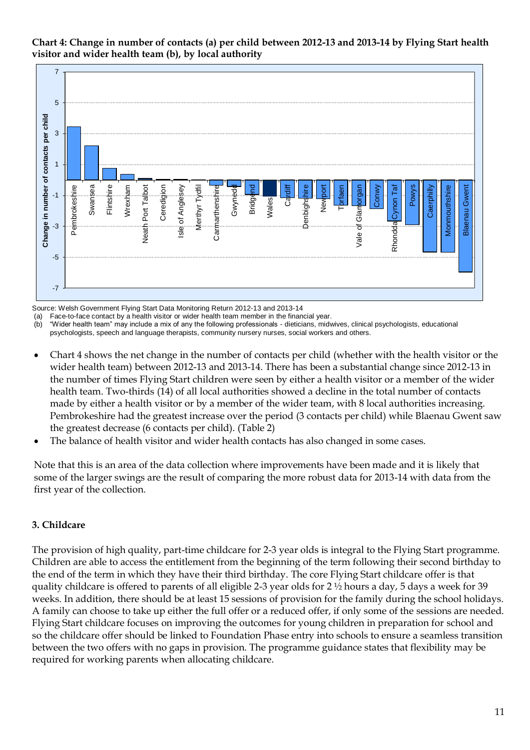**Chart 4: Change in number of contacts (a) per child between 2012-13 and 2013-14 by Flying Start health visitor and wider health team (b), by local authority**

Source: Welsh Government Flying Start Data Monitoring Return 2012-13 and 2013-14

(a) Face-to-face contact by a health visitor or wider health team member in the financial year.

(b) "Wider health team" may include a mix of any the following professionals - dieticians, midwives, clinical psychologists, educational psychologists, speech and language therapists, community nursery nurses, social workers and others.

- Chart 4 shows the net change in the number of contacts per child (whether with the health visitor or the wider health team) between 2012-13 and 2013-14. There has been a substantial change since 2012-13 in the number of times Flying Start children were seen by either a health visitor or a member of the wider health team. Two-thirds (14) of all local authorities showed a decline in the total number of contacts made by either a health visitor or by a member of the wider team, with 8 local authorities increasing. Pembrokeshire had the greatest increase over the period (3 contacts per child) while Blaenau Gwent saw the greatest decrease (6 contacts per child). (Table 2)
- The balance of health visitor and wider health contacts has also changed in some cases.

Note that this is an area of the data collection where improvements have been made and it is likely that some of the larger swings are the result of comparing the more robust data for 2013-14 with data from the first year of the collection.

### 3. Childcare

The provision of high quality, part-time childcare for 2-3 year olds is integral to the Flying Start programme. Children are able to access the entitlement from the beginning of the term following their second birthday to the end of the term in which they have their third birthday. The core Flying Start childcare offer is that quality childcare is offered to parents of all eligible 2-3 year olds for 2 ½ hours a day, 5 days a week for 39 weeks. In addition, there should be at least 15 sessions of provision for the family during the school holidays. A family can choose to take up either the full offer or a reduced offer, if only some of the sessions are needed. Flying Start childcare focuses on improving the outcomes for young children in preparation for school and so the childcare offer should be linked to Foundation Phase entry into schools to ensure a seamless transition between the two offers with no gaps in provision. The programme guidance states that flexibility may be required for working parents when allocating childcare.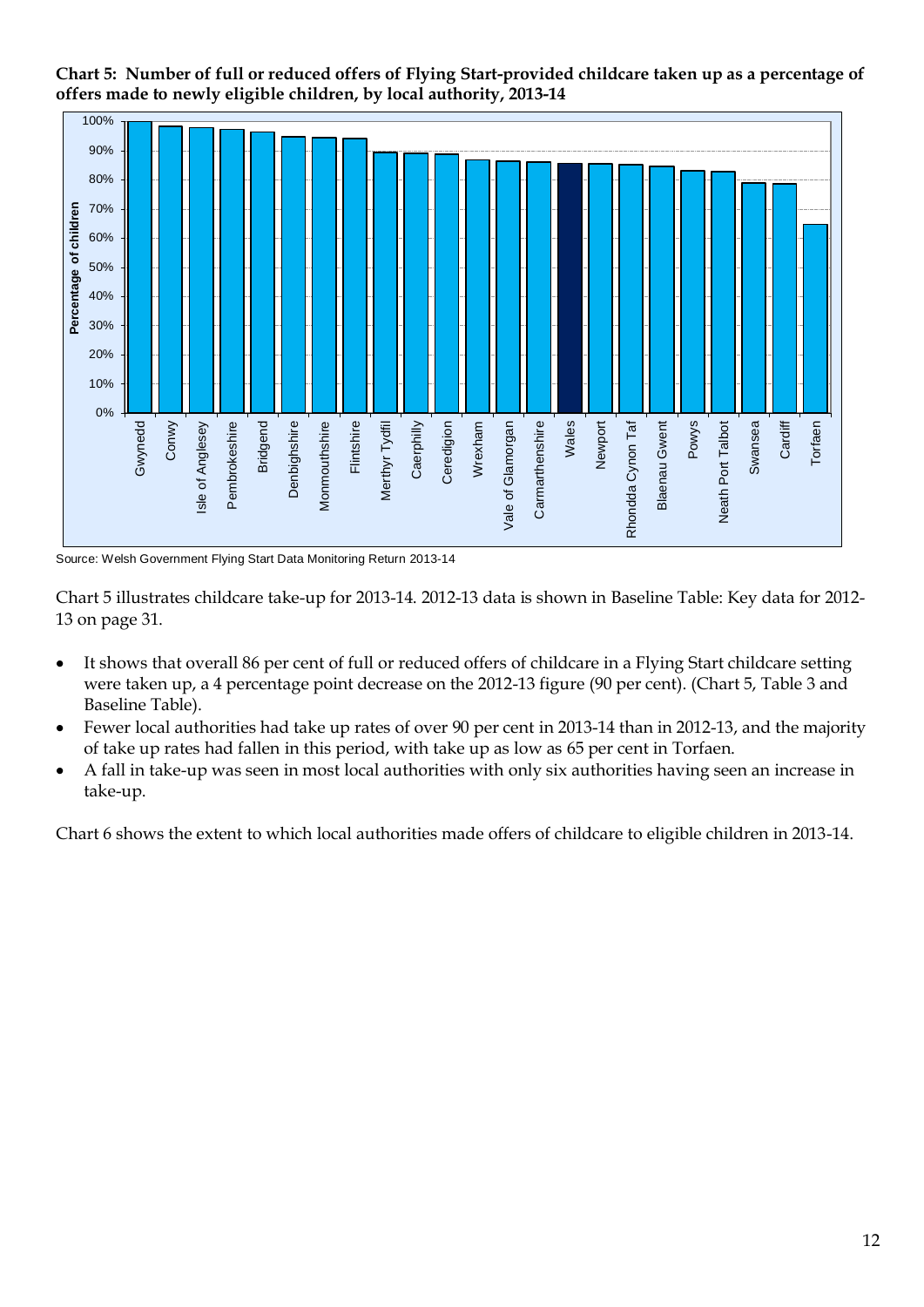**Chart 5: Number of full or reduced offers of Flying Start-provided childcare taken up as a percentage of offers made to newly eligible children, by local authority, 2013-14**

Source: Welsh Government Flying Start Data Monitoring Return 2013-14

Chart 5 illustrates childcare take-up for 2013-14. 2012-13 data is shown in Baseline Table: Key data for 2012-13 on page 31.

- It shows that overall 86 per cent of full or reduced offers of childcare in a Flying Start childcare setting were taken up, a 4 percentage point decrease on the 2012-13 figure (90 per cent). (Chart 5, Table 3 and Baseline Table).
- Fewer local authorities had take up rates of over 90 per cent in 2013-14 than in 2012-13, and the majority of take up rates had fallen in this period, with take up as low as 65 per cent in Torfaen.
- A fall in take-up was seen in most local authorities with only six authorities having seen an increase in take-up.

Chart 6 shows the extent to which local authorities made offers of childcare to eligible children in 2013-14.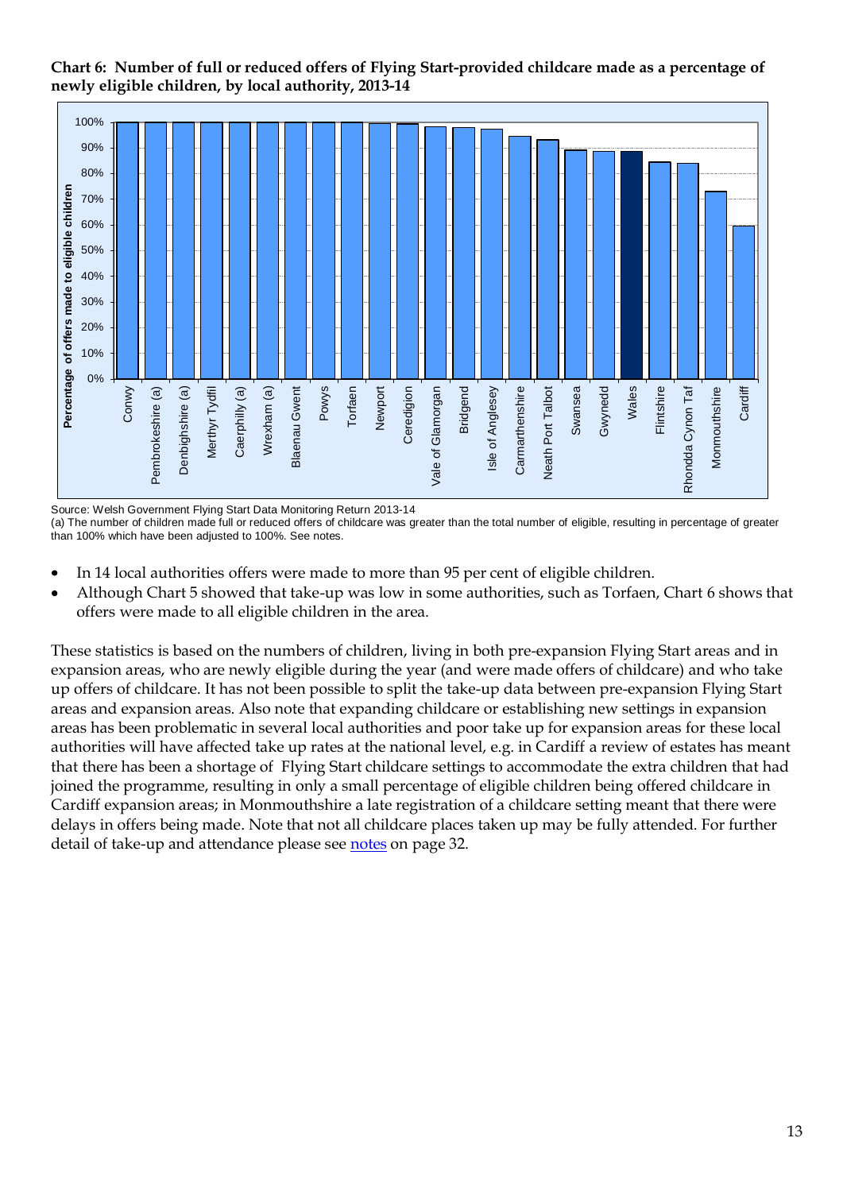**Chart 6: Number of full or reduced offers of Flying Start-provided childcare made as a percentage of newly eligible children, by local authority, 2013-14**

Source: Welsh Government Flying Start Data Monitoring Return 2013-14

(a) The number of children made full or reduced offers of childcare was greater than the total number of eligible, resulting in percentage of greater than 100% which have been adjusted to 100%. See notes.

- In 14 local authorities offers were made to more than 95 per cent of eligible children.
- Although Chart 5 showed that take-up was low in some authorities, such as Torfaen, Chart 6 shows that offers were made to all eligible children in the area.

These statistics is based on the numbers of children, living in both pre-expansion Flying Start areas and in expansion areas, who are newly eligible during the year (and were made offers of childcare) and who take up offers of childcare. It has not been possible to split the take-up data between pre-expansion Flying Start areas and expansion areas. Also note that expanding childcare or establishing new settings in expansion areas has been problematic in several local authorities and poor take up for expansion areas for these local authorities will have affected take up rates at the national level, e.g. in Cardiff a review of estates has meant that there has been a shortage of Flying Start childcare settings to accommodate the extra children that had joined the programme, resulting in only a small percentage of eligible children being offered childcare in Cardiff expansion areas; in Monmouthshire a late registration of a childcare setting meant that there were delays in offers being made. Note that not all childcare places taken up may be fully attended. For further detail of take-up and attendance please see notes on page 32.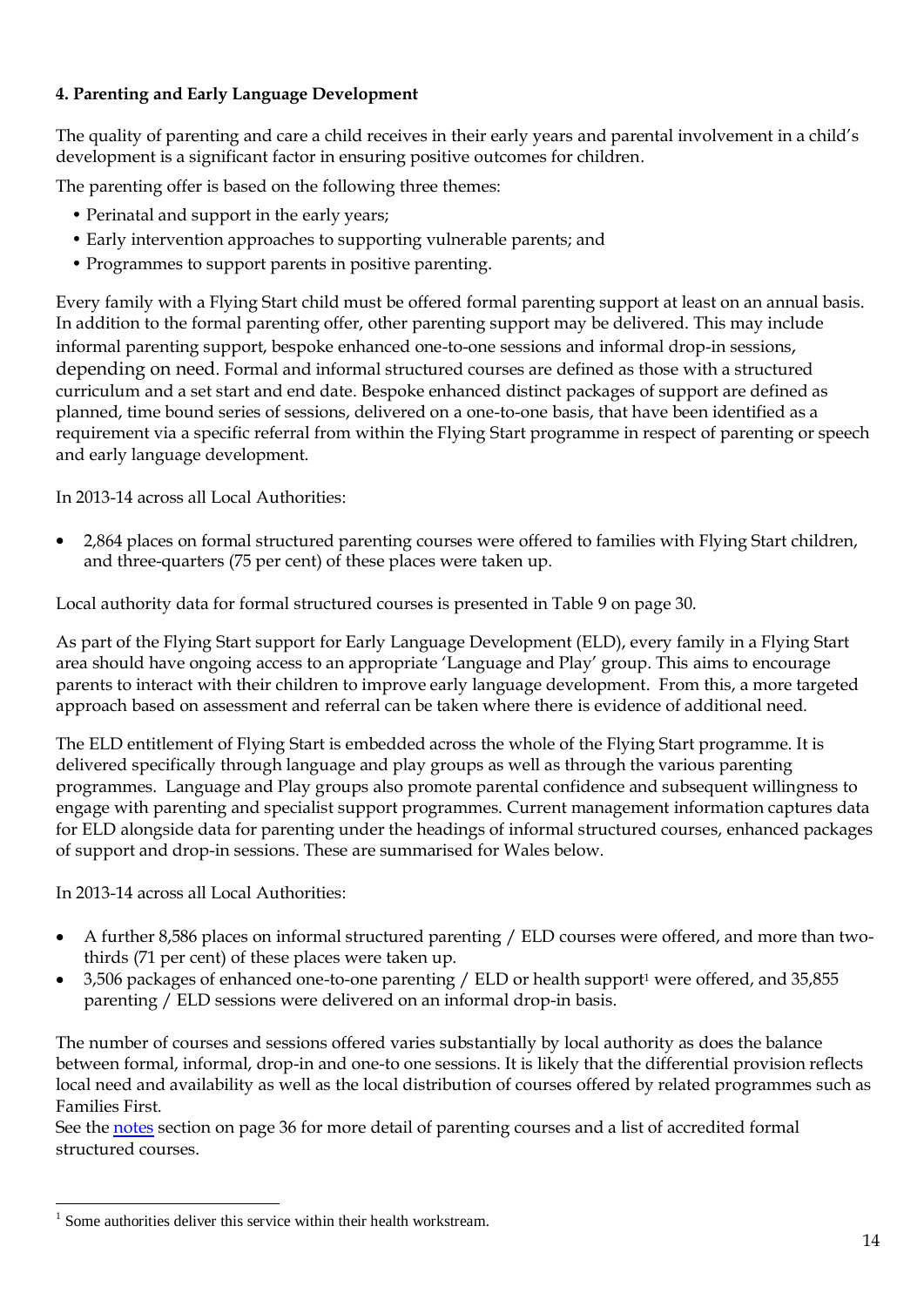**4. Parenting and Early Language Development**

The quality of parenting and care a child receives in their early years and parental involvement in a child's development is a significant factor in ensuring positive outcomes for children.

The parenting offer is based on the following three themes:

- Perinatal and support in the early years;
- Early intervention approaches to supporting vulnerable parents; and
- Programmes to support parents in positive parenting.

Every family with a Flying Start child must be offered formal parenting support at least on an annual basis. In addition to the formal parenting offer, other parenting support may be delivered. This may include informal parenting support, bespoke enhanced one-to-one sessions and informal drop-in sessions, depending on need. Formal and informal structured courses are defined as those with a structured curriculum and a set start and end date. Bespoke enhanced distinct packages of support are defined as planned, time bound series of sessions, delivered on a one-to-one basis, that have been identified as a requirement via a specific referral from within the Flying Start programme in respect of parenting or speech and early language development.

In 2013-14 across all Local Authorities:

- 2,864 places on formal structured parenting courses were offered to families with Flying Start children, and three-quarters (75 per cent) of these places were taken up.

Local authority data for formal structured courses is presented in Table 9 on page 30.

As part of the Flying Start support for Early Language Development (ELD), every family in a Flying Start area should have ongoing access to an appropriate 'Language and Play' group. This aims to encourage parents to interact with their children to improve early language development. From this, a more targeted approach based on assessment and referral can be taken where there is evidence of additional need.

The ELD entitlement of Flying Start is embedded across the whole of the Flying Start programme. It is delivered specifically through language and play groups as well as through the various parenting programmes. Language and Play groups also promote parental confidence and subsequent willingness to engage with parenting and specialist support programmes. Current management information captures data for ELD alongside data for parenting under the headings of informal structured courses, enhanced packages of support and drop-in sessions. These are summarised for Wales below.

In 2013-14 across all Local Authorities:

- A further 8,586 places on informal structured parenting / ELD courses were offered, and more than two-thirds (71 per cent) of these places were taken up.
- 3,506 packages of enhanced one-to-one parenting / ELD or health support[1] were offered, and 35,855 parenting / ELD sessions were delivered on an informal drop-in basis.

The number of courses and sessions offered varies substantially by local authority as does the balance between formal, informal, drop-in and one-to one sessions. It is likely that the differential provision reflects local need and availability as well as the local distribution of courses offered by related programmes such as Families First.

See the notes section on page 36 for more detail of parenting courses and a list of accredited formal structured courses.

[1] Some authorities deliver this service within their health workstream.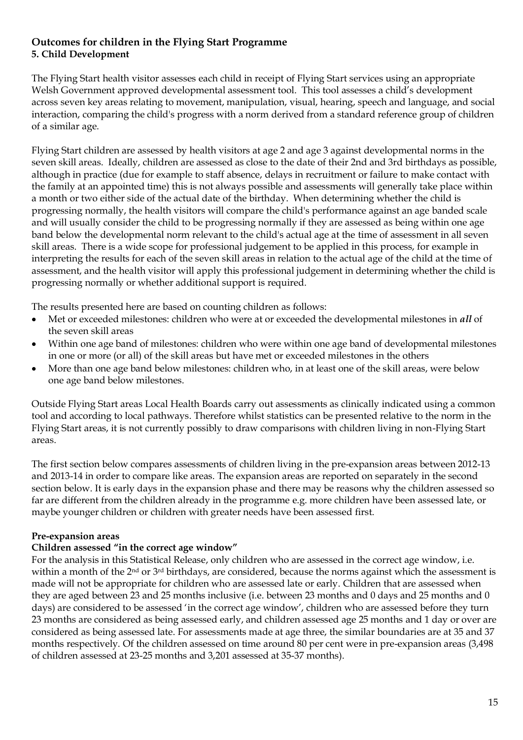## Outcomes for children in the Flying Start Programme

### 5. Child Development

The Flying Start health visitor assesses each child in receipt of Flying Start services using an appropriate Welsh Government approved developmental assessment tool. This tool assesses a child's development across seven key areas relating to movement, manipulation, visual, hearing, speech and language, and social interaction, comparing the child's progress with a norm derived from a standard reference group of children of a similar age.

Flying Start children are assessed by health visitors at age 2 and age 3 against developmental norms in the seven skill areas. Ideally, children are assessed as close to the date of their 2nd and 3rd birthdays as possible, although in practice (due for example to staff absence, delays in recruitment or failure to make contact with the family at an appointed time) this is not always possible and assessments will generally take place within a month or two either side of the actual date of the birthday. When determining whether the child is progressing normally, the health visitors will compare the child's performance against an age banded scale and will usually consider the child to be progressing normally if they are assessed as being within one age band below the developmental norm relevant to the child's actual age at the time of assessment in all seven skill areas. There is a wide scope for professional judgement to be applied in this process, for example in interpreting the results for each of the seven skill areas in relation to the actual age of the child at the time of assessment, and the health visitor will apply this professional judgement in determining whether the child is progressing normally or whether additional support is required.

The results presented here are based on counting children as follows:

- Met or exceeded milestones: children who were at or exceeded the developmental milestones in ***all*** of the seven skill areas
- Within one age band of milestones: children who were within one age band of developmental milestones in one or more (or all) of the skill areas but have met or exceeded milestones in the others
- More than one age band below milestones: children who, in at least one of the skill areas, were below one age band below milestones.

Outside Flying Start areas Local Health Boards carry out assessments as clinically indicated using a common tool and according to local pathways. Therefore whilst statistics can be presented relative to the norm in the Flying Start areas, it is not currently possibly to draw comparisons with children living in non-Flying Start areas.

The first section below compares assessments of children living in the pre-expansion areas between 2012-13 and 2013-14 in order to compare like areas. The expansion areas are reported on separately in the second section below. It is early days in the expansion phase and there may be reasons why the children assessed so far are different from the children already in the programme e.g. more children have been assessed late, or maybe younger children or children with greater needs have been assessed first.

**Pre-expansion areas**

**Children assessed "in the correct age window"**

For the analysis in this Statistical Release, only children who are assessed in the correct age window, i.e. within a month of the 2nd or 3rd birthdays, are considered, because the norms against which the assessment is made will not be appropriate for children who are assessed late or early. Children that are assessed when they are aged between 23 and 25 months inclusive (i.e. between 23 months and 0 days and 25 months and 0 days) are considered to be assessed 'in the correct age window', children who are assessed before they turn 23 months are considered as being assessed early, and children assessed age 25 months and 1 day or over are considered as being assessed late. For assessments made at age three, the similar boundaries are at 35 and 37 months respectively. Of the children assessed on time around 80 per cent were in pre-expansion areas (3,498 of children assessed at 23-25 months and 3,201 assessed at 35-37 months).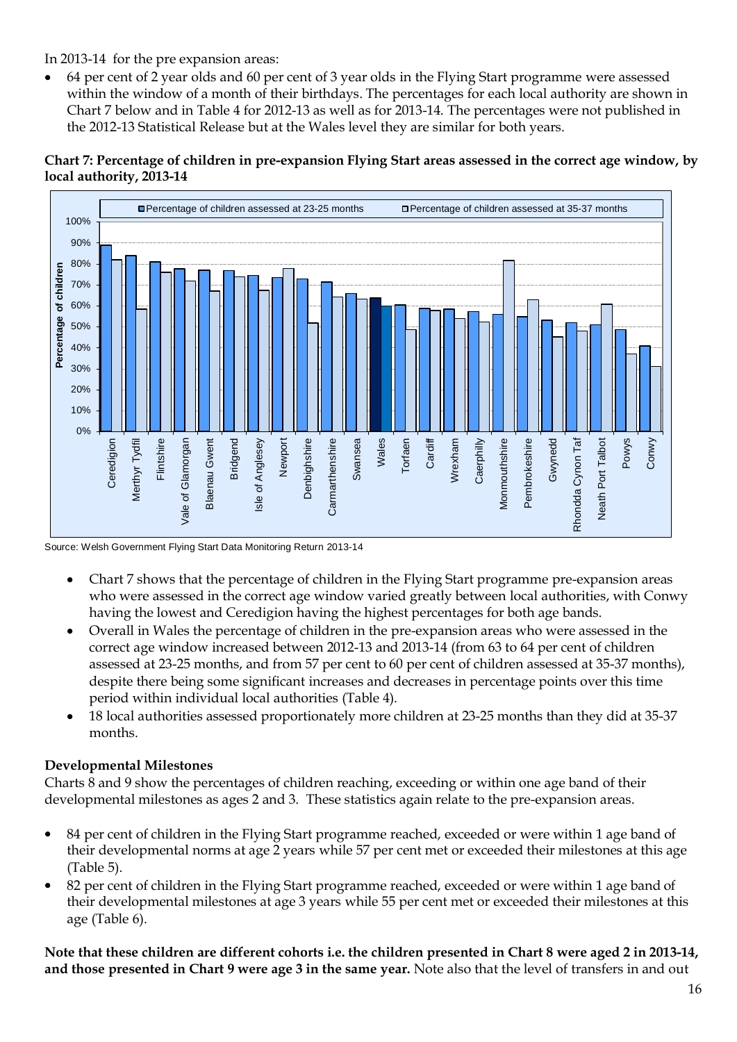In 2013-14 for the pre expansion areas:

- 64 per cent of 2 year olds and 60 per cent of 3 year olds in the Flying Start programme were assessed within the window of a month of their birthdays. The percentages for each local authority are shown in Chart 7 below and in Table 4 for 2012-13 as well as for 2013-14. The percentages were not published in the 2012-13 Statistical Release but at the Wales level they are similar for both years.

**Chart 7: Percentage of children in pre-expansion Flying Start areas assessed in the correct age window, by local authority, 2013-14**

Source: Welsh Government Flying Start Data Monitoring Return 2013-14

- Chart 7 shows that the percentage of children in the Flying Start programme pre-expansion areas who were assessed in the correct age window varied greatly between local authorities, with Conwy having the lowest and Ceredigion having the highest percentages for both age bands.
- Overall in Wales the percentage of children in the pre-expansion areas who were assessed in the correct age window increased between 2012-13 and 2013-14 (from 63 to 64 per cent of children assessed at 23-25 months, and from 57 per cent to 60 per cent of children assessed at 35-37 months), despite there being some significant increases and decreases in percentage points over this time period within individual local authorities (Table 4).
- 18 local authorities assessed proportionately more children at 23-25 months than they did at 35-37 months.

### Developmental Milestones

Charts 8 and 9 show the percentages of children reaching, exceeding or within one age band of their developmental milestones as ages 2 and 3. These statistics again relate to the pre-expansion areas.

- 84 per cent of children in the Flying Start programme reached, exceeded or were within 1 age band of their developmental norms at age 2 years while 57 per cent met or exceeded their milestones at this age (Table 5).
- 82 per cent of children in the Flying Start programme reached, exceeded or were within 1 age band of their developmental milestones at age 3 years while 55 per cent met or exceeded their milestones at this age (Table 6).

**Note that these children are different cohorts i.e. the children presented in Chart 8 were aged 2 in 2013-14, and those presented in Chart 9 were age 3 in the same year.** Note also that the level of transfers in and out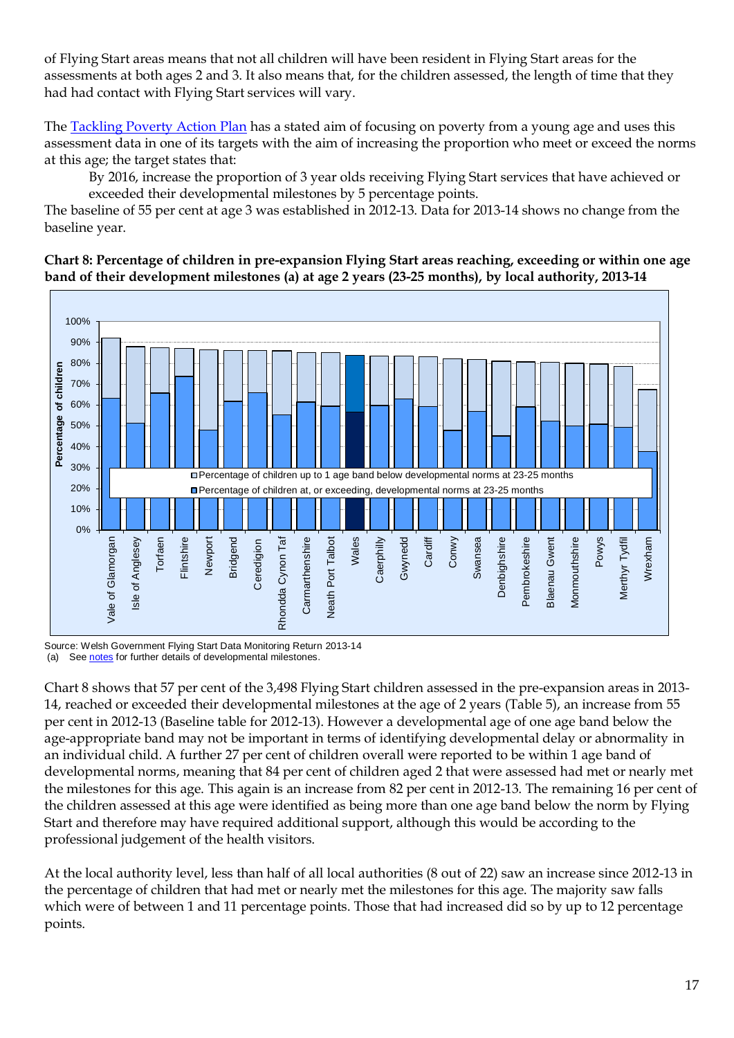of Flying Start areas means that not all children will have been resident in Flying Start areas for the assessments at both ages 2 and 3. It also means that, for the children assessed, the length of time that they had had contact with Flying Start services will vary.

The Tackling Poverty Action Plan has a stated aim of focusing on poverty from a young age and uses this assessment data in one of its targets with the aim of increasing the proportion who meet or exceed the norms at this age; the target states that:

> By 2016, increase the proportion of 3 year olds receiving Flying Start services that have achieved or exceeded their developmental milestones by 5 percentage points.

The baseline of 55 per cent at age 3 was established in 2012-13. Data for 2013-14 shows no change from the baseline year.

**Chart 8: Percentage of children in pre-expansion Flying Start areas reaching, exceeding or within one age band of their development milestones (a) at age 2 years (23-25 months), by local authority, 2013-14**

Source: Welsh Government Flying Start Data Monitoring Return 2013-14
(a) See notes for further details of developmental milestones.

Chart 8 shows that 57 per cent of the 3,498 Flying Start children assessed in the pre-expansion areas in 2013-14, reached or exceeded their developmental milestones at the age of 2 years (Table 5), an increase from 55 per cent in 2012-13 (Baseline table for 2012-13). However a developmental age of one age band below the age-appropriate band may not be important in terms of identifying developmental delay or abnormality in an individual child. A further 27 per cent of children overall were reported to be within 1 age band of developmental norms, meaning that 84 per cent of children aged 2 that were assessed had met or nearly met the milestones for this age. This again is an increase from 82 per cent in 2012-13. The remaining 16 per cent of the children assessed at this age were identified as being more than one age band below the norm by Flying Start and therefore may have required additional support, although this would be according to the professional judgement of the health visitors.

At the local authority level, less than half of all local authorities (8 out of 22) saw an increase since 2012-13 in the percentage of children that had met or nearly met the milestones for this age. The majority saw falls which were of between 1 and 11 percentage points. Those that had increased did so by up to 12 percentage points.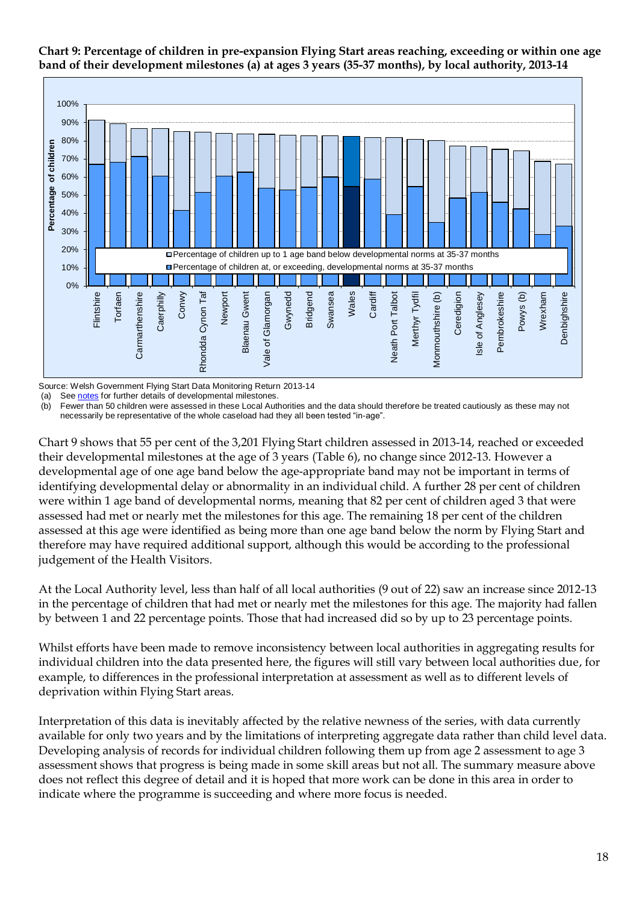**Chart 9: Percentage of children in pre-expansion Flying Start areas reaching, exceeding or within one age band of their development milestones (a) at ages 3 years (35-37 months), by local authority, 2013-14**

Source: Welsh Government Flying Start Data Monitoring Return 2013-14

(a) See notes for further details of developmental milestones.

(b) Fewer than 50 children were assessed in these Local Authorities and the data should therefore be treated cautiously as these may not necessarily be representative of the whole caseload had they all been tested "in-age".

Chart 9 shows that 55 per cent of the 3,201 Flying Start children assessed in 2013-14, reached or exceeded their developmental milestones at the age of 3 years (Table 6), no change since 2012-13. However a developmental age of one age band below the age-appropriate band may not be important in terms of identifying developmental delay or abnormality in an individual child. A further 28 per cent of children were within 1 age band of developmental norms, meaning that 82 per cent of children aged 3 that were assessed had met or nearly met the milestones for this age. The remaining 18 per cent of the children assessed at this age were identified as being more than one age band below the norm by Flying Start and therefore may have required additional support, although this would be according to the professional judgement of the Health Visitors.

At the Local Authority level, less than half of all local authorities (9 out of 22) saw an increase since 2012-13 in the percentage of children that had met or nearly met the milestones for this age. The majority had fallen by between 1 and 22 percentage points. Those that had increased did so by up to 23 percentage points.

Whilst efforts have been made to remove inconsistency between local authorities in aggregating results for individual children into the data presented here, the figures will still vary between local authorities due, for example, to differences in the professional interpretation at assessment as well as to different levels of deprivation within Flying Start areas.

Interpretation of this data is inevitably affected by the relative newness of the series, with data currently available for only two years and by the limitations of interpreting aggregate data rather than child level data. Developing analysis of records for individual children following them up from age 2 assessment to age 3 assessment shows that progress is being made in some skill areas but not all. The summary measure above does not reflect this degree of detail and it is hoped that more work can be done in this area in order to indicate where the programme is succeeding and where more focus is needed.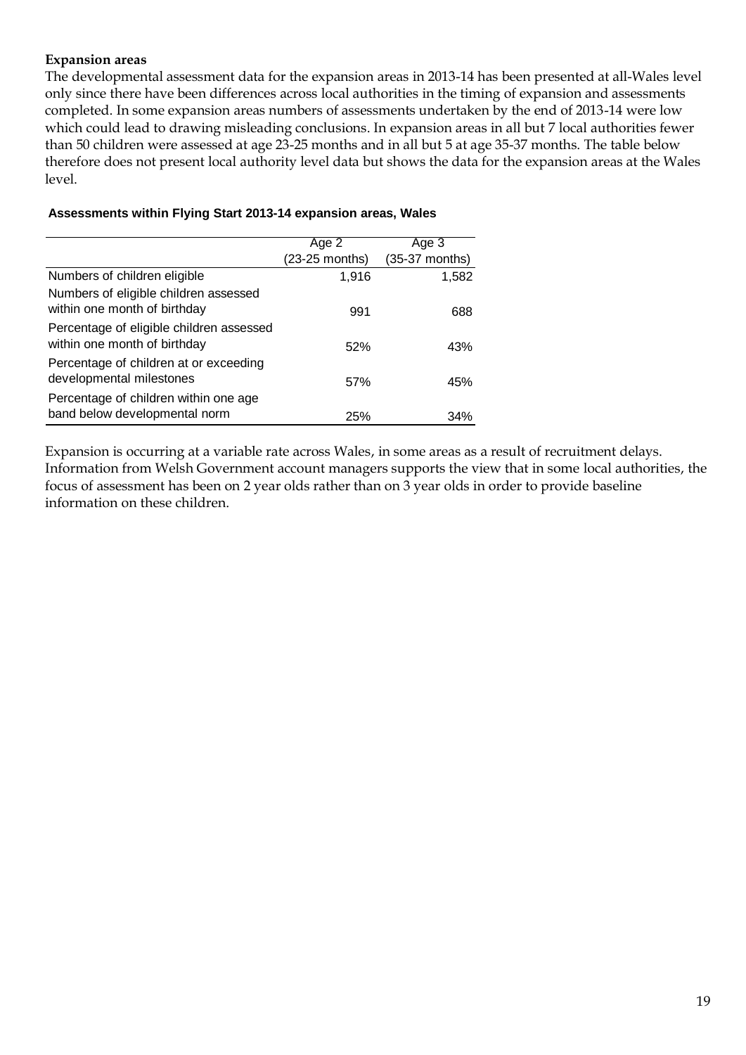**Expansion areas**

The developmental assessment data for the expansion areas in 2013-14 has been presented at all-Wales level only since there have been differences across local authorities in the timing of expansion and assessments completed. In some expansion areas numbers of assessments undertaken by the end of 2013-14 were low which could lead to drawing misleading conclusions. In expansion areas in all but 7 local authorities fewer than 50 children were assessed at age 23-25 months and in all but 5 at age 35-37 months. The table below therefore does not present local authority level data but shows the data for the expansion areas at the Wales level.

**Assessments within Flying Start 2013-14 expansion areas, Wales**

| | Age 2 (23-25 months) | Age 3 (35-37 months) |
|---|---|---|
| Numbers of children eligible | 1,916 | 1,582 |
| Numbers of eligible children assessed within one month of birthday | 991 | 688 |
| Percentage of eligible children assessed within one month of birthday | 52% | 43% |
| Percentage of children at or exceeding developmental milestones | 57% | 45% |
| Percentage of children within one age band below developmental norm | 25% | 34% |

Expansion is occurring at a variable rate across Wales, in some areas as a result of recruitment delays. Information from Welsh Government account managers supports the view that in some local authorities, the focus of assessment has been on 2 year olds rather than on 3 year olds in order to provide baseline information on these children.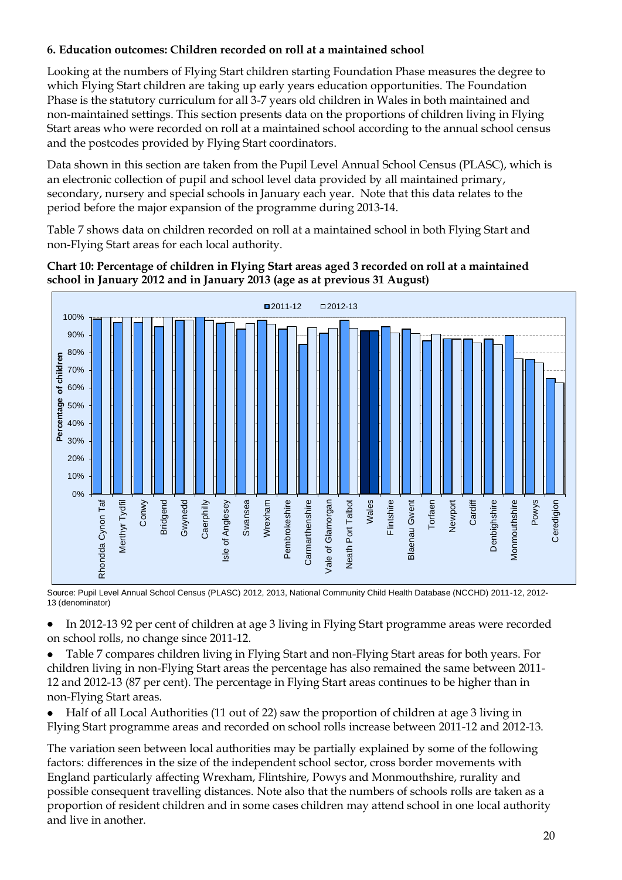### 6. Education outcomes: Children recorded on roll at a maintained school

Looking at the numbers of Flying Start children starting Foundation Phase measures the degree to which Flying Start children are taking up early years education opportunities. The Foundation Phase is the statutory curriculum for all 3-7 years old children in Wales in both maintained and non-maintained settings. This section presents data on the proportions of children living in Flying Start areas who were recorded on roll at a maintained school according to the annual school census and the postcodes provided by Flying Start coordinators.

Data shown in this section are taken from the Pupil Level Annual School Census (PLASC), which is an electronic collection of pupil and school level data provided by all maintained primary, secondary, nursery and special schools in January each year. Note that this data relates to the period before the major expansion of the programme during 2013-14.

Table 7 shows data on children recorded on roll at a maintained school in both Flying Start and non-Flying Start areas for each local authority.

**Chart 10: Percentage of children in Flying Start areas aged 3 recorded on roll at a maintained school in January 2012 and in January 2013 (age as at previous 31 August)**

Source: Pupil Level Annual School Census (PLASC) 2012, 2013, National Community Child Health Database (NCCHD) 2011-12, 2012-13 (denominator)

- In 2012-13 92 per cent of children at age 3 living in Flying Start programme areas were recorded on school rolls, no change since 2011-12.
- Table 7 compares children living in Flying Start and non-Flying Start areas for both years. For children living in non-Flying Start areas the percentage has also remained the same between 2011-12 and 2012-13 (87 per cent). The percentage in Flying Start areas continues to be higher than in non-Flying Start areas.
- Half of all Local Authorities (11 out of 22) saw the proportion of children at age 3 living in Flying Start programme areas and recorded on school rolls increase between 2011-12 and 2012-13.

The variation seen between local authorities may be partially explained by some of the following factors: differences in the size of the independent school sector, cross border movements with England particularly affecting Wrexham, Flintshire, Powys and Monmouthshire, rurality and possible consequent travelling distances. Note also that the numbers of schools rolls are taken as a proportion of resident children and in some cases children may attend school in one local authority and live in another.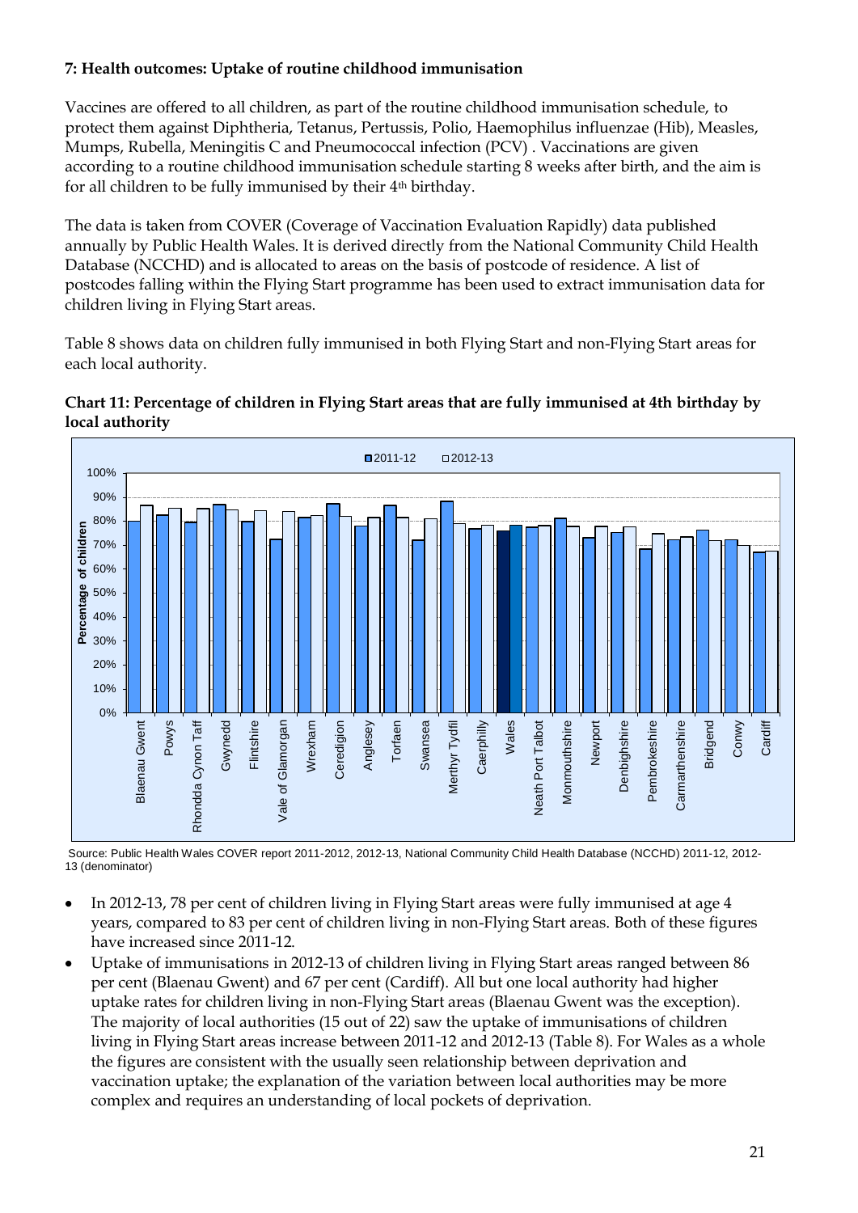**7: Health outcomes: Uptake of routine childhood immunisation**

Vaccines are offered to all children, as part of the routine childhood immunisation schedule, to protect them against Diphtheria, Tetanus, Pertussis, Polio, Haemophilus influenzae (Hib), Measles, Mumps, Rubella, Meningitis C and Pneumococcal infection (PCV) . Vaccinations are given according to a routine childhood immunisation schedule starting 8 weeks after birth, and the aim is for all children to be fully immunised by their 4th birthday.

The data is taken from COVER (Coverage of Vaccination Evaluation Rapidly) data published annually by Public Health Wales. It is derived directly from the National Community Child Health Database (NCCHD) and is allocated to areas on the basis of postcode of residence. A list of postcodes falling within the Flying Start programme has been used to extract immunisation data for children living in Flying Start areas.

Table 8 shows data on children fully immunised in both Flying Start and non-Flying Start areas for each local authority.

**Chart 11: Percentage of children in Flying Start areas that are fully immunised at 4th birthday by local authority**

Source: Public Health Wales COVER report 2011-2012, 2012-13, National Community Child Health Database (NCCHD) 2011-12, 2012-13 (denominator)

- In 2012-13, 78 per cent of children living in Flying Start areas were fully immunised at age 4 years, compared to 83 per cent of children living in non-Flying Start areas. Both of these figures have increased since 2011-12.
- Uptake of immunisations in 2012-13 of children living in Flying Start areas ranged between 86 per cent (Blaenau Gwent) and 67 per cent (Cardiff). All but one local authority had higher uptake rates for children living in non-Flying Start areas (Blaenau Gwent was the exception). The majority of local authorities (15 out of 22) saw the uptake of immunisations of children living in Flying Start areas increase between 2011-12 and 2012-13 (Table 8). For Wales as a whole the figures are consistent with the usually seen relationship between deprivation and vaccination uptake; the explanation of the variation between local authorities may be more complex and requires an understanding of local pockets of deprivation.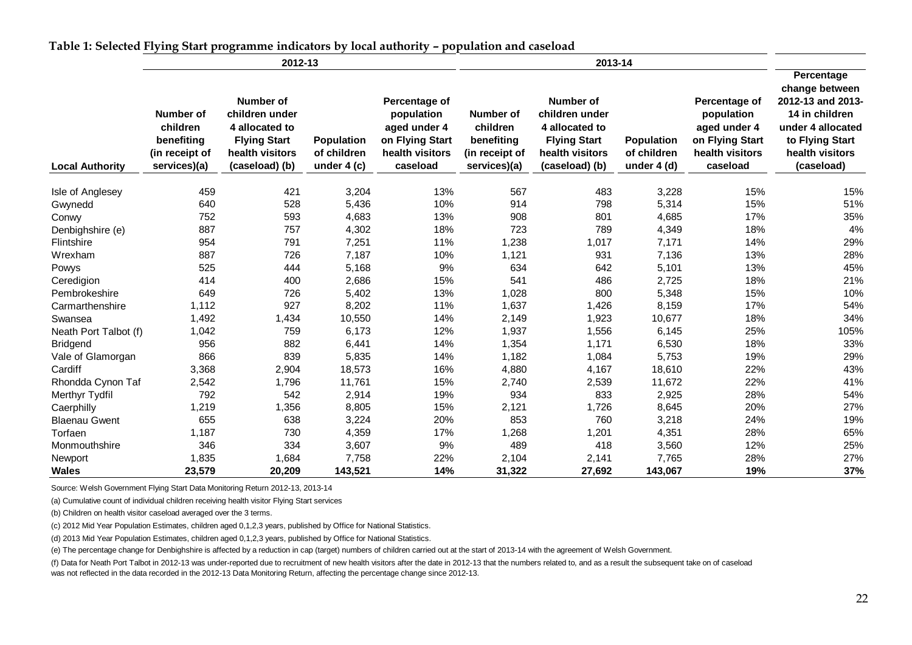**Table 1: Selected Flying Start programme indicators by local authority – population and caseload**

| Local Authority | 2012-13 | | | | 2013-14 | | | | Percentage change between 2012-13 and 2013-14 in children under 4 allocated to Flying Start health visitors (caseload) |
|---|---|---|---|---|---|---|---|---|---|
| | Number of children benefiting (in receipt of services)(a) | Number of children under 4 allocated to Flying Start health visitors (caseload) (b) | Population of children under 4 (c) | Percentage of population aged under 4 on Flying Start health visitors caseload | Number of children benefiting (in receipt of services)(a) | Number of children under 4 allocated to Flying Start health visitors (caseload) (b) | Population of children under 4 (d) | Percentage of population aged under 4 on Flying Start health visitors caseload | |
| Isle of Anglesey | 459 | 421 | 3,204 | 13% | 567 | 483 | 3,228 | 15% | 15% |
| Gwynedd | 640 | 528 | 5,436 | 10% | 914 | 798 | 5,314 | 15% | 51% |
| Conwy | 752 | 593 | 4,683 | 13% | 908 | 801 | 4,685 | 17% | 35% |
| Denbighshire (e) | 887 | 757 | 4,302 | 18% | 723 | 789 | 4,349 | 18% | 4% |
| Flintshire | 954 | 791 | 7,251 | 11% | 1,238 | 1,017 | 7,171 | 14% | 29% |
| Wrexham | 887 | 726 | 7,187 | 10% | 1,121 | 931 | 7,136 | 13% | 28% |
| Powys | 525 | 444 | 5,168 | 9% | 634 | 642 | 5,101 | 13% | 45% |
| Ceredigion | 414 | 400 | 2,686 | 15% | 541 | 486 | 2,725 | 18% | 21% |
| Pembrokeshire | 649 | 726 | 5,402 | 13% | 1,028 | 800 | 5,348 | 15% | 10% |
| Carmarthenshire | 1,112 | 927 | 8,202 | 11% | 1,637 | 1,426 | 8,159 | 17% | 54% |
| Swansea | 1,492 | 1,434 | 10,550 | 14% | 2,149 | 1,923 | 10,677 | 18% | 34% |
| Neath Port Talbot (f) | 1,042 | 759 | 6,173 | 12% | 1,937 | 1,556 | 6,145 | 25% | 105% |
| Bridgend | 956 | 882 | 6,441 | 14% | 1,354 | 1,171 | 6,530 | 18% | 33% |
| Vale of Glamorgan | 866 | 839 | 5,835 | 14% | 1,182 | 1,084 | 5,753 | 19% | 29% |
| Cardiff | 3,368 | 2,904 | 18,573 | 16% | 4,880 | 4,167 | 18,610 | 22% | 43% |
| Rhondda Cynon Taf | 2,542 | 1,796 | 11,761 | 15% | 2,740 | 2,539 | 11,672 | 22% | 41% |
| Merthyr Tydfil | 792 | 542 | 2,914 | 19% | 934 | 833 | 2,925 | 28% | 54% |
| Caerphilly | 1,219 | 1,356 | 8,805 | 15% | 2,121 | 1,726 | 8,645 | 20% | 27% |
| Blaenau Gwent | 655 | 638 | 3,224 | 20% | 853 | 760 | 3,218 | 24% | 19% |
| Torfaen | 1,187 | 730 | 4,359 | 17% | 1,268 | 1,201 | 4,351 | 28% | 65% |
| Monmouthshire | 346 | 334 | 3,607 | 9% | 489 | 418 | 3,560 | 12% | 25% |
| Newport | 1,835 | 1,684 | 7,758 | 22% | 2,104 | 2,141 | 7,765 | 28% | 27% |
| **Wales** | **23,579** | **20,209** | **143,521** | **14%** | **31,322** | **27,692** | **143,067** | **19%** | **37%** |

Source: Welsh Government Flying Start Data Monitoring Return 2012-13, 2013-14

(a) Cumulative count of individual children receiving health visitor Flying Start services

(b) Children on health visitor caseload averaged over the 3 terms.

(c) 2012 Mid Year Population Estimates, children aged 0,1,2,3 years, published by Office for National Statistics.

(d) 2013 Mid Year Population Estimates, children aged 0,1,2,3 years, published by Office for National Statistics.

(e) The percentage change for Denbighshire is affected by a reduction in cap (target) numbers of children carried out at the start of 2013-14 with the agreement of Welsh Government.

(f) Data for Neath Port Talbot in 2012-13 was under-reported due to recruitment of new health visitors after the date in 2012-13 that the numbers related to, and as a result the subsequent take on of caseload was not reflected in the data recorded in the 2012-13 Data Monitoring Return, affecting the percentage change since 2012-13.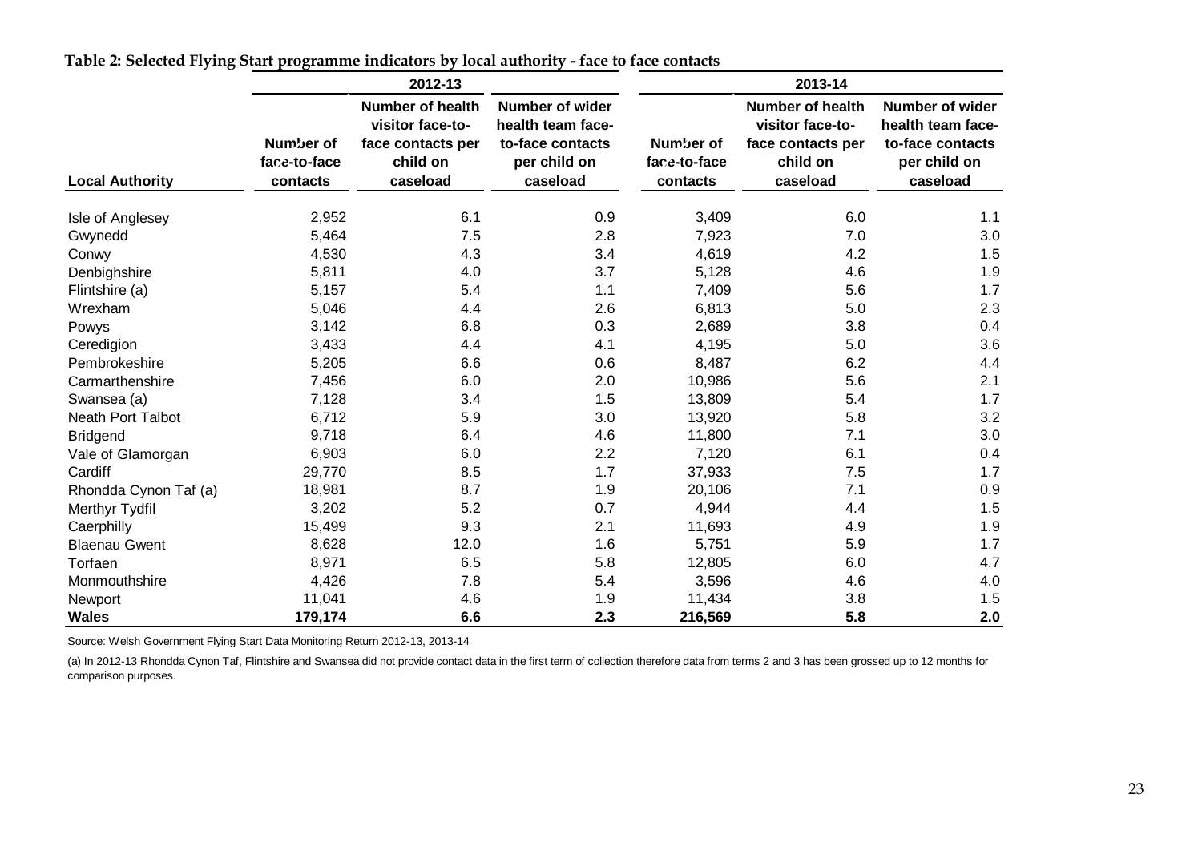**Table 2: Selected Flying Start programme indicators by local authority - face to face contacts**

| Local Authority | 2012-13 | | | 2013-14 | | |
|---|---|---|---|---|---|---|
| | Number of face-to-face contacts | Number of health visitor face-to-face contacts per child on caseload | Number of wider health team face-to-face contacts per child on caseload | Number of face-to-face contacts | Number of health visitor face-to-face contacts per child on caseload | Number of wider health team face-to-face contacts per child on caseload |
| Isle of Anglesey | 2,952 | 6.1 | 0.9 | 3,409 | 6.0 | 1.1 |
| Gwynedd | 5,464 | 7.5 | 2.8 | 7,923 | 7.0 | 3.0 |
| Conwy | 4,530 | 4.3 | 3.4 | 4,619 | 4.2 | 1.5 |
| Denbighshire | 5,811 | 4.0 | 3.7 | 5,128 | 4.6 | 1.9 |
| Flintshire (a) | 5,157 | 5.4 | 1.1 | 7,409 | 5.6 | 1.7 |
| Wrexham | 5,046 | 4.4 | 2.6 | 6,813 | 5.0 | 2.3 |
| Powys | 3,142 | 6.8 | 0.3 | 2,689 | 3.8 | 0.4 |
| Ceredigion | 3,433 | 4.4 | 4.1 | 4,195 | 5.0 | 3.6 |
| Pembrokeshire | 5,205 | 6.6 | 0.6 | 8,487 | 6.2 | 4.4 |
| Carmarthenshire | 7,456 | 6.0 | 2.0 | 10,986 | 5.6 | 2.1 |
| Swansea (a) | 7,128 | 3.4 | 1.5 | 13,809 | 5.4 | 1.7 |
| Neath Port Talbot | 6,712 | 5.9 | 3.0 | 13,920 | 5.8 | 3.2 |
| Bridgend | 9,718 | 6.4 | 4.6 | 11,800 | 7.1 | 3.0 |
| Vale of Glamorgan | 6,903 | 6.0 | 2.2 | 7,120 | 6.1 | 0.4 |
| Cardiff | 29,770 | 8.5 | 1.7 | 37,933 | 7.5 | 1.7 |
| Rhondda Cynon Taf (a) | 18,981 | 8.7 | 1.9 | 20,106 | 7.1 | 0.9 |
| Merthyr Tydfil | 3,202 | 5.2 | 0.7 | 4,944 | 4.4 | 1.5 |
| Caerphilly | 15,499 | 9.3 | 2.1 | 11,693 | 4.9 | 1.9 |
| Blaenau Gwent | 8,628 | 12.0 | 1.6 | 5,751 | 5.9 | 1.7 |
| Torfaen | 8,971 | 6.5 | 5.8 | 12,805 | 6.0 | 4.7 |
| Monmouthshire | 4,426 | 7.8 | 5.4 | 3,596 | 4.6 | 4.0 |
| Newport | 11,041 | 4.6 | 1.9 | 11,434 | 3.8 | 1.5 |
| **Wales** | **179,174** | **6.6** | **2.3** | **216,569** | **5.8** | **2.0** |

Source: Welsh Government Flying Start Data Monitoring Return 2012-13, 2013-14

(a) In 2012-13 Rhondda Cynon Taf, Flintshire and Swansea did not provide contact data in the first term of collection therefore data from terms 2 and 3 has been grossed up to 12 months for comparison purposes.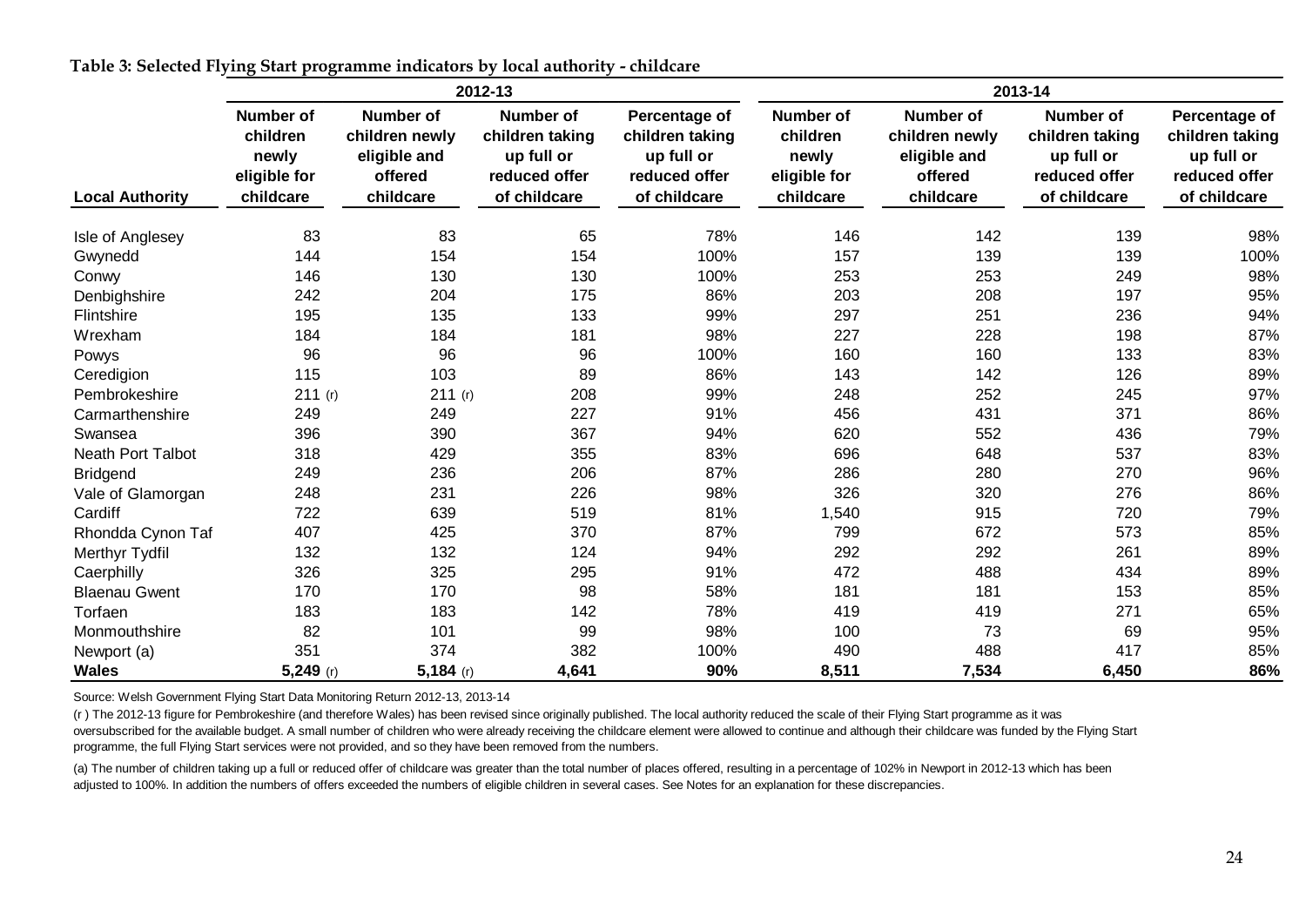**Table 3: Selected Flying Start programme indicators by local authority - childcare**

| Local Authority | 2012-13 | | | | 2013-14 | | | |
|---|---|---|---|---|---|---|---|---|
| | Number of children newly eligible for childcare | Number of children newly eligible and offered childcare | Number of children taking up full or reduced offer of childcare | Percentage of children taking up full or reduced offer of childcare | Number of children newly eligible for childcare | Number of children newly eligible and offered childcare | Number of children taking up full or reduced offer of childcare | Percentage of children taking up full or reduced offer of childcare |
| Isle of Anglesey | 83 | 83 | 65 | 78% | 146 | 142 | 139 | 98% |
| Gwynedd | 144 | 154 | 154 | 100% | 157 | 139 | 139 | 100% |
| Conwy | 146 | 130 | 130 | 100% | 253 | 253 | 249 | 98% |
| Denbighshire | 242 | 204 | 175 | 86% | 203 | 208 | 197 | 95% |
| Flintshire | 195 | 135 | 133 | 99% | 297 | 251 | 236 | 94% |
| Wrexham | 184 | 184 | 181 | 98% | 227 | 228 | 198 | 87% |
| Powys | 96 | 96 | 96 | 100% | 160 | 160 | 133 | 83% |
| Ceredigion | 115 | 103 | 89 | 86% | 143 | 142 | 126 | 89% |
| Pembrokeshire | 211 (r) | 211 (r) | 208 | 99% | 248 | 252 | 245 | 97% |
| Carmarthenshire | 249 | 249 | 227 | 91% | 456 | 431 | 371 | 86% |
| Swansea | 396 | 390 | 367 | 94% | 620 | 552 | 436 | 79% |
| Neath Port Talbot | 318 | 429 | 355 | 83% | 696 | 648 | 537 | 83% |
| Bridgend | 249 | 236 | 206 | 87% | 286 | 280 | 270 | 96% |
| Vale of Glamorgan | 248 | 231 | 226 | 98% | 326 | 320 | 276 | 86% |
| Cardiff | 722 | 639 | 519 | 81% | 1,540 | 915 | 720 | 79% |
| Rhondda Cynon Taf | 407 | 425 | 370 | 87% | 799 | 672 | 573 | 85% |
| Merthyr Tydfil | 132 | 132 | 124 | 94% | 292 | 292 | 261 | 89% |
| Caerphilly | 326 | 325 | 295 | 91% | 472 | 488 | 434 | 89% |
| Blaenau Gwent | 170 | 170 | 98 | 58% | 181 | 181 | 153 | 85% |
| Torfaen | 183 | 183 | 142 | 78% | 419 | 419 | 271 | 65% |
| Monmouthshire | 82 | 101 | 99 | 98% | 100 | 73 | 69 | 95% |
| Newport (a) | 351 | 374 | 382 | 100% | 490 | 488 | 417 | 85% |
| **Wales** | **5,249** (r) | **5,184** (r) | **4,641** | **90%** | **8,511** | **7,534** | **6,450** | **86%** |

Source: Welsh Government Flying Start Data Monitoring Return 2012-13, 2013-14

(r ) The 2012-13 figure for Pembrokeshire (and therefore Wales) has been revised since originally published. The local authority reduced the scale of their Flying Start programme as it was oversubscribed for the available budget. A small number of children who were already receiving the childcare element were allowed to continue and although their childcare was funded by the Flying Start programme, the full Flying Start services were not provided, and so they have been removed from the numbers.

(a) The number of children taking up a full or reduced offer of childcare was greater than the total number of places offered, resulting in a percentage of 102% in Newport in 2012-13 which has been adjusted to 100%. In addition the numbers of offers exceeded the numbers of eligible children in several cases. See Notes for an explanation for these discrepancies.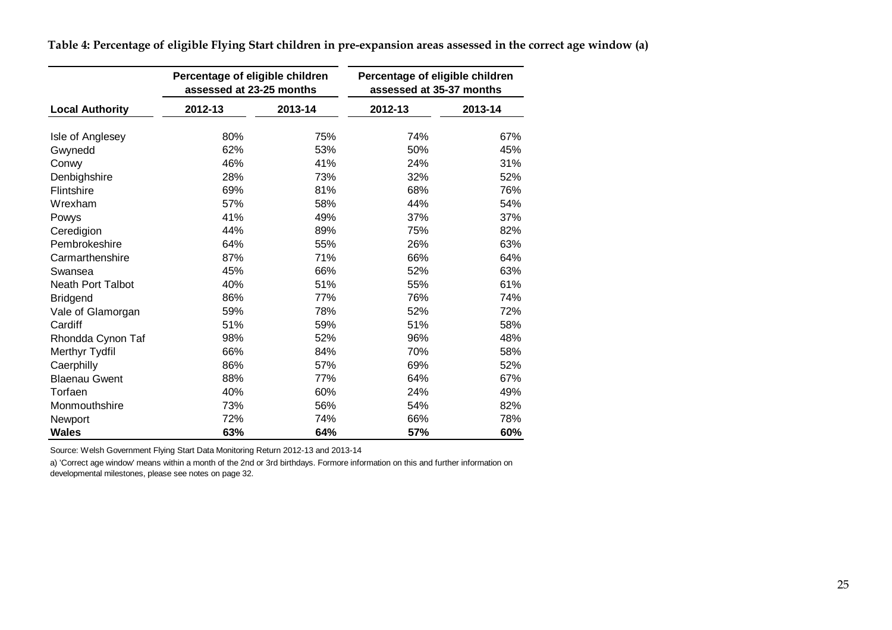**Table 4: Percentage of eligible Flying Start children in pre-expansion areas assessed in the correct age window (a)**

| | Percentage of eligible children assessed at 23-25 months | | Percentage of eligible children assessed at 35-37 months | |
|---|---|---|---|---|
| **Local Authority** | **2012-13** | **2013-14** | **2012-13** | **2013-14** |
| Isle of Anglesey | 80% | 75% | 74% | 67% |
| Gwynedd | 62% | 53% | 50% | 45% |
| Conwy | 46% | 41% | 24% | 31% |
| Denbighshire | 28% | 73% | 32% | 52% |
| Flintshire | 69% | 81% | 68% | 76% |
| Wrexham | 57% | 58% | 44% | 54% |
| Powys | 41% | 49% | 37% | 37% |
| Ceredigion | 44% | 89% | 75% | 82% |
| Pembrokeshire | 64% | 55% | 26% | 63% |
| Carmarthenshire | 87% | 71% | 66% | 64% |
| Swansea | 45% | 66% | 52% | 63% |
| Neath Port Talbot | 40% | 51% | 55% | 61% |
| Bridgend | 86% | 77% | 76% | 74% |
| Vale of Glamorgan | 59% | 78% | 52% | 72% |
| Cardiff | 51% | 59% | 51% | 58% |
| Rhondda Cynon Taf | 98% | 52% | 96% | 48% |
| Merthyr Tydfil | 66% | 84% | 70% | 58% |
| Caerphilly | 86% | 57% | 69% | 52% |
| Blaenau Gwent | 88% | 77% | 64% | 67% |
| Torfaen | 40% | 60% | 24% | 49% |
| Monmouthshire | 73% | 56% | 54% | 82% |
| Newport | 72% | 74% | 66% | 78% |
| **Wales** | **63%** | **64%** | **57%** | **60%** |

Source: Welsh Government Flying Start Data Monitoring Return 2012-13 and 2013-14

a) 'Correct age window' means within a month of the 2nd or 3rd birthdays. Formore information on this and further information on developmental milestones, please see notes on page 32.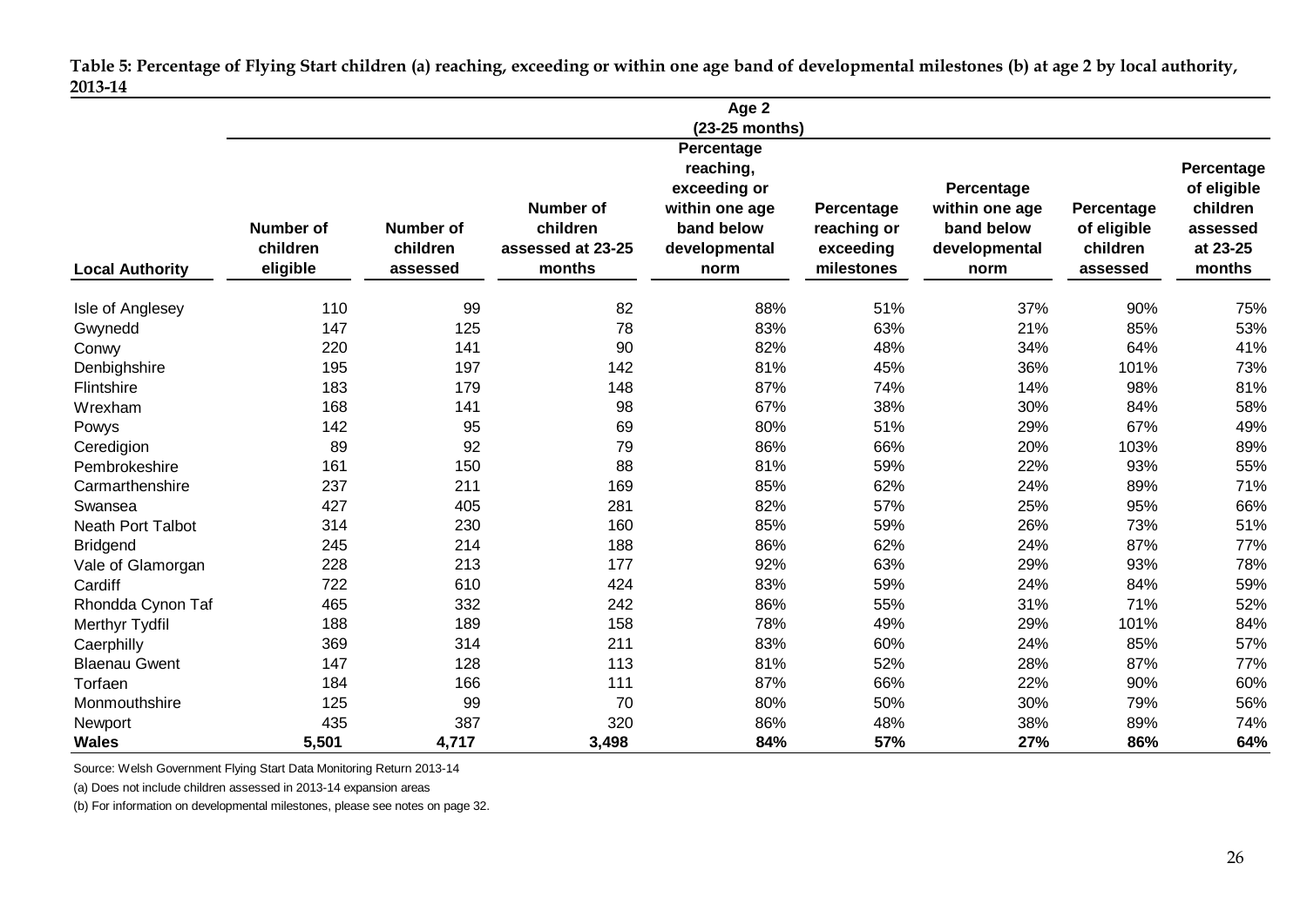**Table 5: Percentage of Flying Start children (a) reaching, exceeding or within one age band of developmental milestones (b) at age 2 by local authority, 2013-14**

| | Age 2 (23-25 months) | | | | | | | |
|---|---|---|---|---|---|---|---|---|
| **Local Authority** | **Number of children eligible** | **Number of children assessed** | **Number of children assessed at 23-25 months** | **Percentage reaching, exceeding or within one age band below developmental norm** | **Percentage reaching or exceeding milestones** | **Percentage within one age band below developmental norm** | **Percentage of eligible children assessed** | **Percentage of eligible children assessed at 23-25 months** |
| Isle of Anglesey | 110 | 99 | 82 | 88% | 51% | 37% | 90% | 75% |
| Gwynedd | 147 | 125 | 78 | 83% | 63% | 21% | 85% | 53% |
| Conwy | 220 | 141 | 90 | 82% | 48% | 34% | 64% | 41% |
| Denbighshire | 195 | 197 | 142 | 81% | 45% | 36% | 101% | 73% |
| Flintshire | 183 | 179 | 148 | 87% | 74% | 14% | 98% | 81% |
| Wrexham | 168 | 141 | 98 | 67% | 38% | 30% | 84% | 58% |
| Powys | 142 | 95 | 69 | 80% | 51% | 29% | 67% | 49% |
| Ceredigion | 89 | 92 | 79 | 86% | 66% | 20% | 103% | 89% |
| Pembrokeshire | 161 | 150 | 88 | 81% | 59% | 22% | 93% | 55% |
| Carmarthenshire | 237 | 211 | 169 | 85% | 62% | 24% | 89% | 71% |
| Swansea | 427 | 405 | 281 | 82% | 57% | 25% | 95% | 66% |
| Neath Port Talbot | 314 | 230 | 160 | 85% | 59% | 26% | 73% | 51% |
| Bridgend | 245 | 214 | 188 | 86% | 62% | 24% | 87% | 77% |
| Vale of Glamorgan | 228 | 213 | 177 | 92% | 63% | 29% | 93% | 78% |
| Cardiff | 722 | 610 | 424 | 83% | 59% | 24% | 84% | 59% |
| Rhondda Cynon Taf | 465 | 332 | 242 | 86% | 55% | 31% | 71% | 52% |
| Merthyr Tydfil | 188 | 189 | 158 | 78% | 49% | 29% | 101% | 84% |
| Caerphilly | 369 | 314 | 211 | 83% | 60% | 24% | 85% | 57% |
| Blaenau Gwent | 147 | 128 | 113 | 81% | 52% | 28% | 87% | 77% |
| Torfaen | 184 | 166 | 111 | 87% | 66% | 22% | 90% | 60% |
| Monmouthshire | 125 | 99 | 70 | 80% | 50% | 30% | 79% | 56% |
| Newport | 435 | 387 | 320 | 86% | 48% | 38% | 89% | 74% |
| **Wales** | **5,501** | **4,717** | **3,498** | **84%** | **57%** | **27%** | **86%** | **64%** |

Source: Welsh Government Flying Start Data Monitoring Return 2013-14

(a) Does not include children assessed in 2013-14 expansion areas

(b) For information on developmental milestones, please see notes on page 32.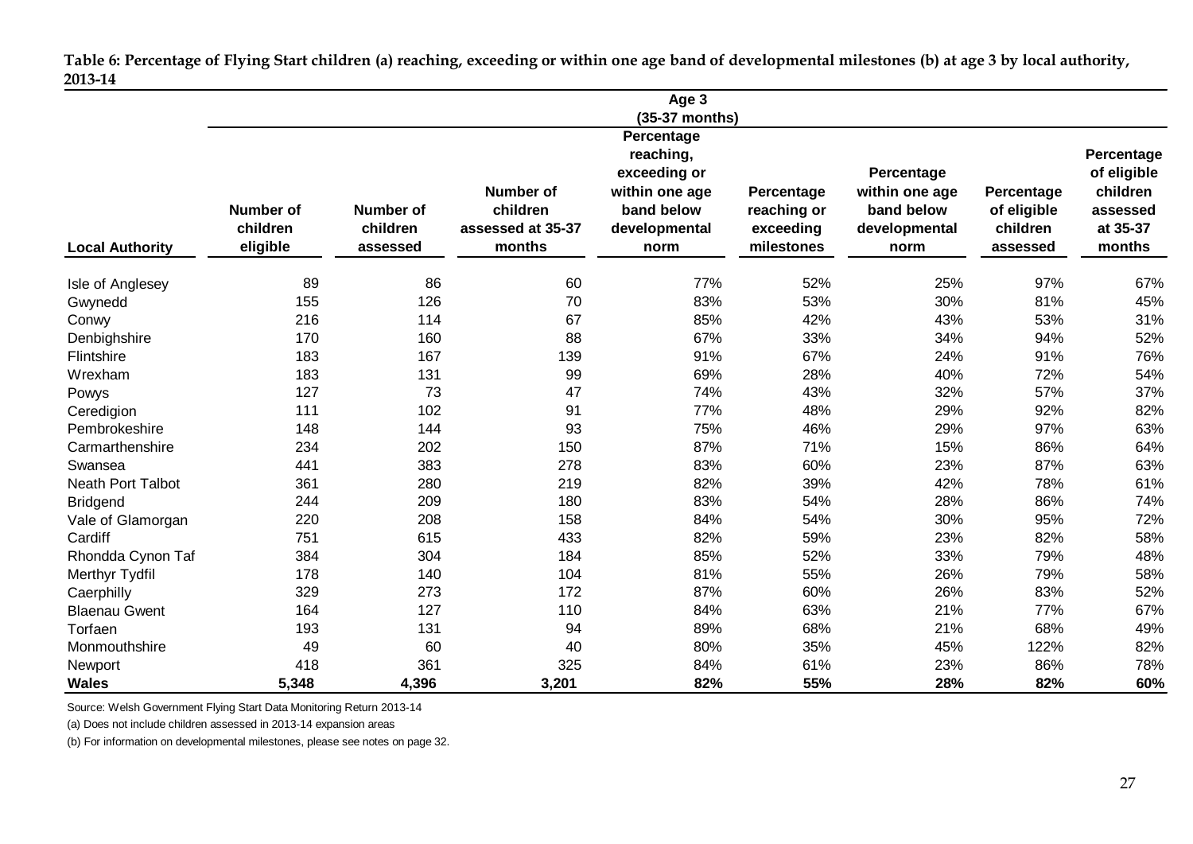**Table 6: Percentage of Flying Start children (a) reaching, exceeding or within one age band of developmental milestones (b) at age 3 by local authority, 2013-14**

| | Age 3 (35-37 months) | | | | | | | |
|---|---|---|---|---|---|---|---|---|
| **Local Authority** | **Number of children eligible** | **Number of children assessed** | **Number of children assessed at 35-37 months** | **Percentage reaching, exceeding or within one age band below developmental norm** | **Percentage reaching or exceeding milestones** | **Percentage within one age band below developmental norm** | **Percentage of eligible children assessed** | **Percentage of eligible children assessed at 35-37 months** |
| Isle of Anglesey | 89 | 86 | 60 | 77% | 52% | 25% | 97% | 67% |
| Gwynedd | 155 | 126 | 70 | 83% | 53% | 30% | 81% | 45% |
| Conwy | 216 | 114 | 67 | 85% | 42% | 43% | 53% | 31% |
| Denbighshire | 170 | 160 | 88 | 67% | 33% | 34% | 94% | 52% |
| Flintshire | 183 | 167 | 139 | 91% | 67% | 24% | 91% | 76% |
| Wrexham | 183 | 131 | 99 | 69% | 28% | 40% | 72% | 54% |
| Powys | 127 | 73 | 47 | 74% | 43% | 32% | 57% | 37% |
| Ceredigion | 111 | 102 | 91 | 77% | 48% | 29% | 92% | 82% |
| Pembrokeshire | 148 | 144 | 93 | 75% | 46% | 29% | 97% | 63% |
| Carmarthenshire | 234 | 202 | 150 | 87% | 71% | 15% | 86% | 64% |
| Swansea | 441 | 383 | 278 | 83% | 60% | 23% | 87% | 63% |
| Neath Port Talbot | 361 | 280 | 219 | 82% | 39% | 42% | 78% | 61% |
| Bridgend | 244 | 209 | 180 | 83% | 54% | 28% | 86% | 74% |
| Vale of Glamorgan | 220 | 208 | 158 | 84% | 54% | 30% | 95% | 72% |
| Cardiff | 751 | 615 | 433 | 82% | 59% | 23% | 82% | 58% |
| Rhondda Cynon Taf | 384 | 304 | 184 | 85% | 52% | 33% | 79% | 48% |
| Merthyr Tydfil | 178 | 140 | 104 | 81% | 55% | 26% | 79% | 58% |
| Caerphilly | 329 | 273 | 172 | 87% | 60% | 26% | 83% | 52% |
| Blaenau Gwent | 164 | 127 | 110 | 84% | 63% | 21% | 77% | 67% |
| Torfaen | 193 | 131 | 94 | 89% | 68% | 21% | 68% | 49% |
| Monmouthshire | 49 | 60 | 40 | 80% | 35% | 45% | 122% | 82% |
| Newport | 418 | 361 | 325 | 84% | 61% | 23% | 86% | 78% |
| **Wales** | **5,348** | **4,396** | **3,201** | **82%** | **55%** | **28%** | **82%** | **60%** |

Source: Welsh Government Flying Start Data Monitoring Return 2013-14

(a) Does not include children assessed in 2013-14 expansion areas

(b) For information on developmental milestones, please see notes on page 32.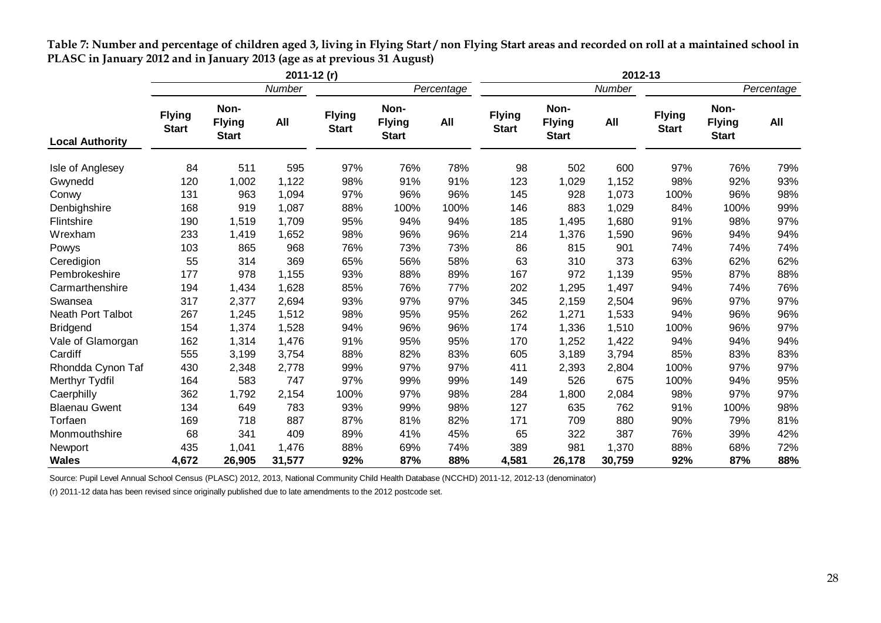**Table 7: Number and percentage of children aged 3, living in Flying Start / non Flying Start areas and recorded on roll at a maintained school in PLASC in January 2012 and in January 2013 (age as at previous 31 August)**

| | 2011-12 (r) | | | | | | 2012-13 | | | | | |
|---|---|---|---|---|---|---|---|---|---|---|---|---|
| | Number | | | Percentage | | | Number | | | Percentage | | |
| Local Authority | Flying Start | Non-Flying Start | All | Flying Start | Non-Flying Start | All | Flying Start | Non-Flying Start | All | Flying Start | Non-Flying Start | All |
| Isle of Anglesey | 84 | 511 | 595 | 97% | 76% | 78% | 98 | 502 | 600 | 97% | 76% | 79% |
| Gwynedd | 120 | 1,002 | 1,122 | 98% | 91% | 91% | 123 | 1,029 | 1,152 | 98% | 92% | 93% |
| Conwy | 131 | 963 | 1,094 | 97% | 96% | 96% | 145 | 928 | 1,073 | 100% | 96% | 98% |
| Denbighshire | 168 | 919 | 1,087 | 88% | 100% | 100% | 146 | 883 | 1,029 | 84% | 100% | 99% |
| Flintshire | 190 | 1,519 | 1,709 | 95% | 94% | 94% | 185 | 1,495 | 1,680 | 91% | 98% | 97% |
| Wrexham | 233 | 1,419 | 1,652 | 98% | 96% | 96% | 214 | 1,376 | 1,590 | 96% | 94% | 94% |
| Powys | 103 | 865 | 968 | 76% | 73% | 73% | 86 | 815 | 901 | 74% | 74% | 74% |
| Ceredigion | 55 | 314 | 369 | 65% | 56% | 58% | 63 | 310 | 373 | 63% | 62% | 62% |
| Pembrokeshire | 177 | 978 | 1,155 | 93% | 88% | 89% | 167 | 972 | 1,139 | 95% | 87% | 88% |
| Carmarthenshire | 194 | 1,434 | 1,628 | 85% | 76% | 77% | 202 | 1,295 | 1,497 | 94% | 74% | 76% |
| Swansea | 317 | 2,377 | 2,694 | 93% | 97% | 97% | 345 | 2,159 | 2,504 | 96% | 97% | 97% |
| Neath Port Talbot | 267 | 1,245 | 1,512 | 98% | 95% | 95% | 262 | 1,271 | 1,533 | 94% | 96% | 96% |
| Bridgend | 154 | 1,374 | 1,528 | 94% | 96% | 96% | 174 | 1,336 | 1,510 | 100% | 96% | 97% |
| Vale of Glamorgan | 162 | 1,314 | 1,476 | 91% | 95% | 95% | 170 | 1,252 | 1,422 | 94% | 94% | 94% |
| Cardiff | 555 | 3,199 | 3,754 | 88% | 82% | 83% | 605 | 3,189 | 3,794 | 85% | 83% | 83% |
| Rhondda Cynon Taf | 430 | 2,348 | 2,778 | 99% | 97% | 97% | 411 | 2,393 | 2,804 | 100% | 97% | 97% |
| Merthyr Tydfil | 164 | 583 | 747 | 97% | 99% | 99% | 149 | 526 | 675 | 100% | 94% | 95% |
| Caerphilly | 362 | 1,792 | 2,154 | 100% | 97% | 98% | 284 | 1,800 | 2,084 | 98% | 97% | 97% |
| Blaenau Gwent | 134 | 649 | 783 | 93% | 99% | 98% | 127 | 635 | 762 | 91% | 100% | 98% |
| Torfaen | 169 | 718 | 887 | 87% | 81% | 82% | 171 | 709 | 880 | 90% | 79% | 81% |
| Monmouthshire | 68 | 341 | 409 | 89% | 41% | 45% | 65 | 322 | 387 | 76% | 39% | 42% |
| Newport | 435 | 1,041 | 1,476 | 88% | 69% | 74% | 389 | 981 | 1,370 | 88% | 68% | 72% |
| **Wales** | **4,672** | **26,905** | **31,577** | **92%** | **87%** | **88%** | **4,581** | **26,178** | **30,759** | **92%** | **87%** | **88%** |

Source: Pupil Level Annual School Census (PLASC) 2012, 2013, National Community Child Health Database (NCCHD) 2011-12, 2012-13 (denominator)

(r) 2011-12 data has been revised since originally published due to late amendments to the 2012 postcode set.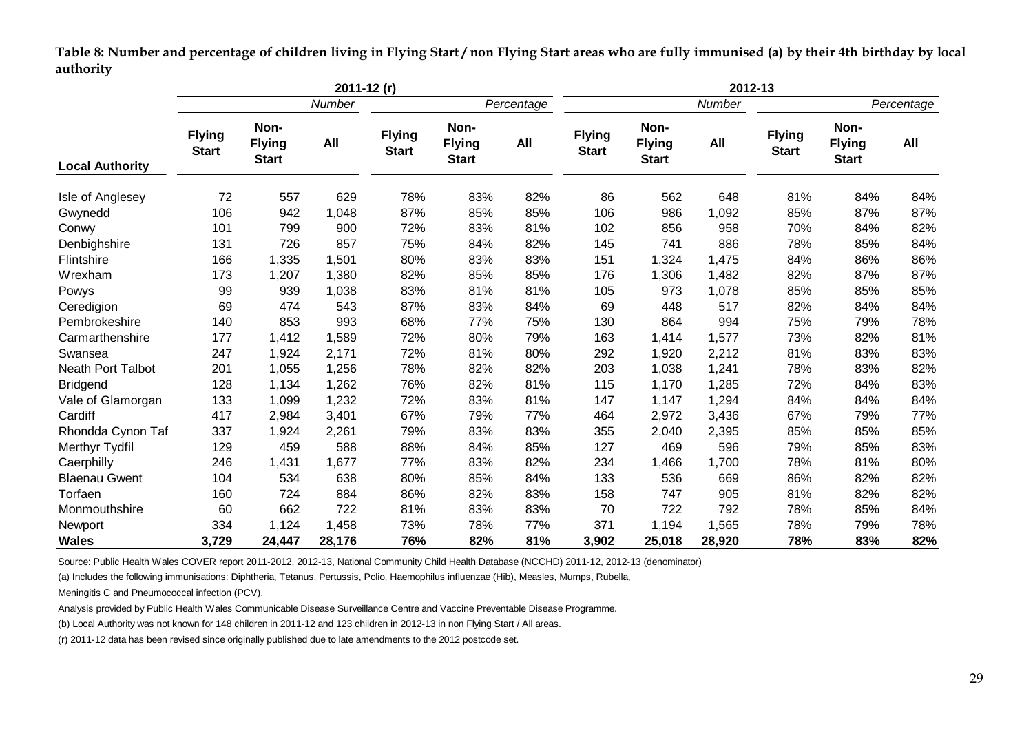**Table 8: Number and percentage of children living in Flying Start / non Flying Start areas who are fully immunised (a) by their 4th birthday by local authority**

| | 2011-12 (r) | | | | | | 2012-13 | | | | | |
|---|---|---|---|---|---|---|---|---|---|---|---|---|
| | Number | | | Percentage | | | Number | | | Percentage | | |
| Local Authority | Flying Start | Non-Flying Start | All | Flying Start | Non-Flying Start | All | Flying Start | Non-Flying Start | All | Flying Start | Non-Flying Start | All |
| Isle of Anglesey | 72 | 557 | 629 | 78% | 83% | 82% | 86 | 562 | 648 | 81% | 84% | 84% |
| Gwynedd | 106 | 942 | 1,048 | 87% | 85% | 85% | 106 | 986 | 1,092 | 85% | 87% | 87% |
| Conwy | 101 | 799 | 900 | 72% | 83% | 81% | 102 | 856 | 958 | 70% | 84% | 82% |
| Denbighshire | 131 | 726 | 857 | 75% | 84% | 82% | 145 | 741 | 886 | 78% | 85% | 84% |
| Flintshire | 166 | 1,335 | 1,501 | 80% | 83% | 83% | 151 | 1,324 | 1,475 | 84% | 86% | 86% |
| Wrexham | 173 | 1,207 | 1,380 | 82% | 85% | 85% | 176 | 1,306 | 1,482 | 82% | 87% | 87% |
| Powys | 99 | 939 | 1,038 | 83% | 81% | 81% | 105 | 973 | 1,078 | 85% | 85% | 85% |
| Ceredigion | 69 | 474 | 543 | 87% | 83% | 84% | 69 | 448 | 517 | 82% | 84% | 84% |
| Pembrokeshire | 140 | 853 | 993 | 68% | 77% | 75% | 130 | 864 | 994 | 75% | 79% | 78% |
| Carmarthenshire | 177 | 1,412 | 1,589 | 72% | 80% | 79% | 163 | 1,414 | 1,577 | 73% | 82% | 81% |
| Swansea | 247 | 1,924 | 2,171 | 72% | 81% | 80% | 292 | 1,920 | 2,212 | 81% | 83% | 83% |
| Neath Port Talbot | 201 | 1,055 | 1,256 | 78% | 82% | 82% | 203 | 1,038 | 1,241 | 78% | 83% | 82% |
| Bridgend | 128 | 1,134 | 1,262 | 76% | 82% | 81% | 115 | 1,170 | 1,285 | 72% | 84% | 83% |
| Vale of Glamorgan | 133 | 1,099 | 1,232 | 72% | 83% | 81% | 147 | 1,147 | 1,294 | 84% | 84% | 84% |
| Cardiff | 417 | 2,984 | 3,401 | 67% | 79% | 77% | 464 | 2,972 | 3,436 | 67% | 79% | 77% |
| Rhondda Cynon Taf | 337 | 1,924 | 2,261 | 79% | 83% | 83% | 355 | 2,040 | 2,395 | 85% | 85% | 85% |
| Merthyr Tydfil | 129 | 459 | 588 | 88% | 84% | 85% | 127 | 469 | 596 | 79% | 85% | 83% |
| Caerphilly | 246 | 1,431 | 1,677 | 77% | 83% | 82% | 234 | 1,466 | 1,700 | 78% | 81% | 80% |
| Blaenau Gwent | 104 | 534 | 638 | 80% | 85% | 84% | 133 | 536 | 669 | 86% | 82% | 82% |
| Torfaen | 160 | 724 | 884 | 86% | 82% | 83% | 158 | 747 | 905 | 81% | 82% | 82% |
| Monmouthshire | 60 | 662 | 722 | 81% | 83% | 83% | 70 | 722 | 792 | 78% | 85% | 84% |
| Newport | 334 | 1,124 | 1,458 | 73% | 78% | 77% | 371 | 1,194 | 1,565 | 78% | 79% | 78% |
| **Wales** | **3,729** | **24,447** | **28,176** | **76%** | **82%** | **81%** | **3,902** | **25,018** | **28,920** | **78%** | **83%** | **82%** |

Source: Public Health Wales COVER report 2011-2012, 2012-13, National Community Child Health Database (NCCHD) 2011-12, 2012-13 (denominator)

(a) Includes the following immunisations: Diphtheria, Tetanus, Pertussis, Polio, Haemophilus influenzae (Hib), Measles, Mumps, Rubella, Meningitis C and Pneumococcal infection (PCV).

Analysis provided by Public Health Wales Communicable Disease Surveillance Centre and Vaccine Preventable Disease Programme.

(b) Local Authority was not known for 148 children in 2011-12 and 123 children in 2012-13 in non Flying Start / All areas.

(r) 2011-12 data has been revised since originally published due to late amendments to the 2012 postcode set.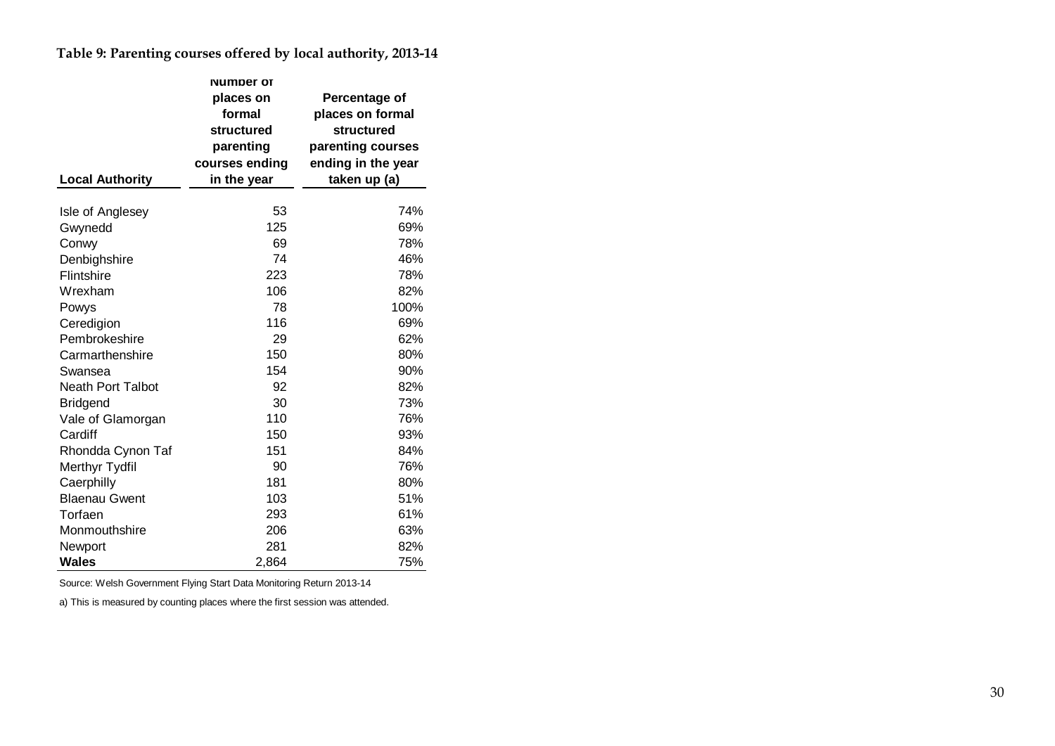**Table 9: Parenting courses offered by local authority, 2013-14**

| Local Authority | Number of places on formal structured parenting courses ending in the year | Percentage of places on formal structured parenting courses ending in the year taken up (a) |
|---|---|---|
| Isle of Anglesey | 53 | 74% |
| Gwynedd | 125 | 69% |
| Conwy | 69 | 78% |
| Denbighshire | 74 | 46% |
| Flintshire | 223 | 78% |
| Wrexham | 106 | 82% |
| Powys | 78 | 100% |
| Ceredigion | 116 | 69% |
| Pembrokeshire | 29 | 62% |
| Carmarthenshire | 150 | 80% |
| Swansea | 154 | 90% |
| Neath Port Talbot | 92 | 82% |
| Bridgend | 30 | 73% |
| Vale of Glamorgan | 110 | 76% |
| Cardiff | 150 | 93% |
| Rhondda Cynon Taf | 151 | 84% |
| Merthyr Tydfil | 90 | 76% |
| Caerphilly | 181 | 80% |
| Blaenau Gwent | 103 | 51% |
| Torfaen | 293 | 61% |
| Monmouthshire | 206 | 63% |
| Newport | 281 | 82% |
| **Wales** | 2,864 | 75% |

Source: Welsh Government Flying Start Data Monitoring Return 2013-14

a) This is measured by counting places where the first session was attended.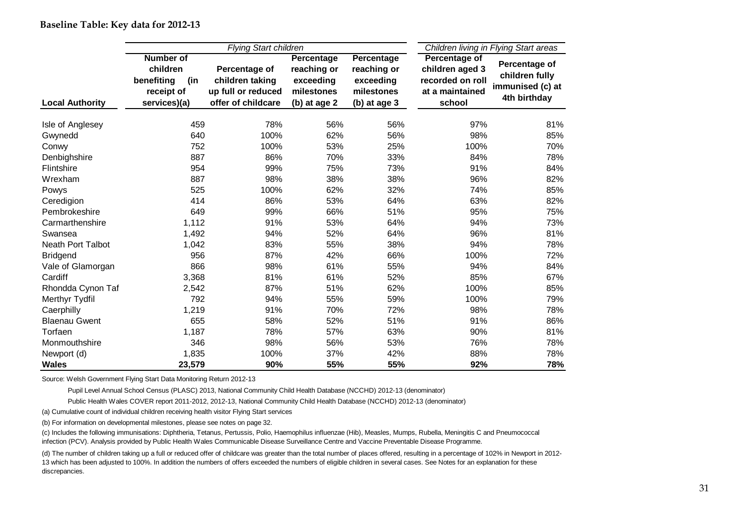**Baseline Table: Key data for 2012-13**

| | *Flying Start children* | | | | *Children living in Flying Start areas* | |
|---|---|---|---|---|---|---|
| **Local Authority** | **Number of children benefiting (in receipt of services)(a)** | **Percentage of children taking up full or reduced offer of childcare** | **Percentage reaching or exceeding milestones (b) at age 2** | **Percentage reaching or exceeding milestones (b) at age 3** | **Percentage of children aged 3 recorded on roll at a maintained school** | **Percentage of children fully immunised (c) at 4th birthday** |
| Isle of Anglesey | 459 | 78% | 56% | 56% | 97% | 81% |
| Gwynedd | 640 | 100% | 62% | 56% | 98% | 85% |
| Conwy | 752 | 100% | 53% | 25% | 100% | 70% |
| Denbighshire | 887 | 86% | 70% | 33% | 84% | 78% |
| Flintshire | 954 | 99% | 75% | 73% | 91% | 84% |
| Wrexham | 887 | 98% | 38% | 38% | 96% | 82% |
| Powys | 525 | 100% | 62% | 32% | 74% | 85% |
| Ceredigion | 414 | 86% | 53% | 64% | 63% | 82% |
| Pembrokeshire | 649 | 99% | 66% | 51% | 95% | 75% |
| Carmarthenshire | 1,112 | 91% | 53% | 64% | 94% | 73% |
| Swansea | 1,492 | 94% | 52% | 64% | 96% | 81% |
| Neath Port Talbot | 1,042 | 83% | 55% | 38% | 94% | 78% |
| Bridgend | 956 | 87% | 42% | 66% | 100% | 72% |
| Vale of Glamorgan | 866 | 98% | 61% | 55% | 94% | 84% |
| Cardiff | 3,368 | 81% | 61% | 52% | 85% | 67% |
| Rhondda Cynon Taf | 2,542 | 87% | 51% | 62% | 100% | 85% |
| Merthyr Tydfil | 792 | 94% | 55% | 59% | 100% | 79% |
| Caerphilly | 1,219 | 91% | 70% | 72% | 98% | 78% |
| Blaenau Gwent | 655 | 58% | 52% | 51% | 91% | 86% |
| Torfaen | 1,187 | 78% | 57% | 63% | 90% | 81% |
| Monmouthshire | 346 | 98% | 56% | 53% | 76% | 78% |
| Newport (d) | 1,835 | 100% | 37% | 42% | 88% | 78% |
| **Wales** | **23,579** | **90%** | **55%** | **55%** | **92%** | **78%** |

Source: Welsh Government Flying Start Data Monitoring Return 2012-13

Pupil Level Annual School Census (PLASC) 2013, National Community Child Health Database (NCCHD) 2012-13 (denominator)

Public Health Wales COVER report 2011-2012, 2012-13, National Community Child Health Database (NCCHD) 2012-13 (denominator)

(a) Cumulative count of individual children receiving health visitor Flying Start services

(b) For information on developmental milestones, please see notes on page 32.

(c) Includes the following immunisations: Diphtheria, Tetanus, Pertussis, Polio, Haemophilus influenzae (Hib), Measles, Mumps, Rubella, Meningitis C and Pneumococcal infection (PCV). Analysis provided by Public Health Wales Communicable Disease Surveillance Centre and Vaccine Preventable Disease Programme.

(d) The number of children taking up a full or reduced offer of childcare was greater than the total number of places offered, resulting in a percentage of 102% in Newport in 2012-13 which has been adjusted to 100%. In addition the numbers of offers exceeded the numbers of eligible children in several cases. See Notes for an explanation for these discrepancies.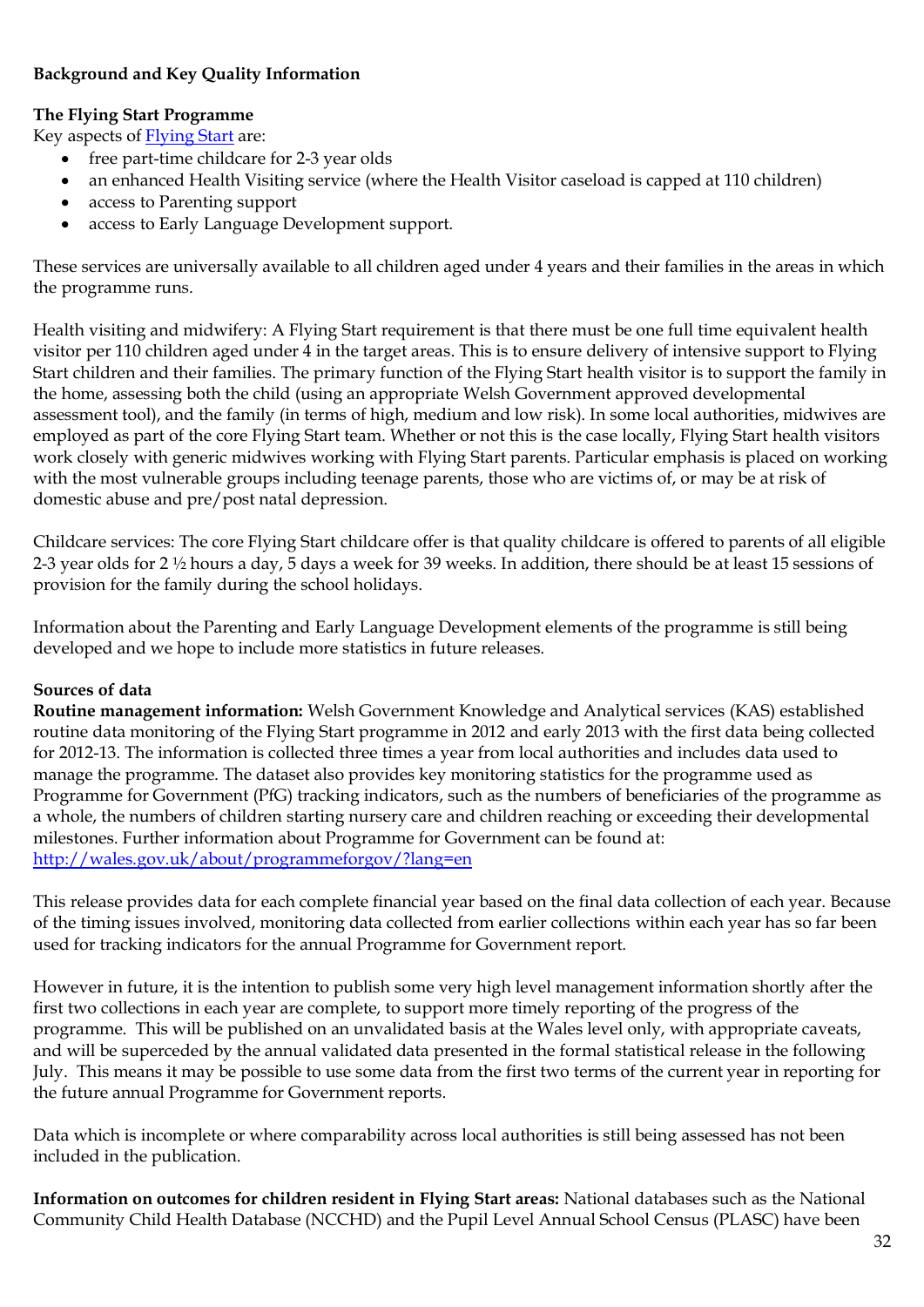**Background and Key Quality Information**

**The Flying Start Programme**

Key aspects of [Flying Start](Flying Start) are:

- free part-time childcare for 2-3 year olds
- an enhanced Health Visiting service (where the Health Visitor caseload is capped at 110 children)
- access to Parenting support
- access to Early Language Development support.

These services are universally available to all children aged under 4 years and their families in the areas in which the programme runs.

Health visiting and midwifery: A Flying Start requirement is that there must be one full time equivalent health visitor per 110 children aged under 4 in the target areas. This is to ensure delivery of intensive support to Flying Start children and their families. The primary function of the Flying Start health visitor is to support the family in the home, assessing both the child (using an appropriate Welsh Government approved developmental assessment tool), and the family (in terms of high, medium and low risk). In some local authorities, midwives are employed as part of the core Flying Start team. Whether or not this is the case locally, Flying Start health visitors work closely with generic midwives working with Flying Start parents. Particular emphasis is placed on working with the most vulnerable groups including teenage parents, those who are victims of, or may be at risk of domestic abuse and pre/post natal depression.

Childcare services: The core Flying Start childcare offer is that quality childcare is offered to parents of all eligible 2-3 year olds for 2 ½ hours a day, 5 days a week for 39 weeks. In addition, there should be at least 15 sessions of provision for the family during the school holidays.

Information about the Parenting and Early Language Development elements of the programme is still being developed and we hope to include more statistics in future releases.

**Sources of data**

**Routine management information:** Welsh Government Knowledge and Analytical services (KAS) established routine data monitoring of the Flying Start programme in 2012 and early 2013 with the first data being collected for 2012-13. The information is collected three times a year from local authorities and includes data used to manage the programme. The dataset also provides key monitoring statistics for the programme used as Programme for Government (PfG) tracking indicators, such as the numbers of beneficiaries of the programme as a whole, the numbers of children starting nursery care and children reaching or exceeding their developmental milestones. Further information about Programme for Government can be found at: [http://wales.gov.uk/about/programmeforgov/?lang=en](http://wales.gov.uk/about/programmeforgov/?lang=en)

This release provides data for each complete financial year based on the final data collection of each year. Because of the timing issues involved, monitoring data collected from earlier collections within each year has so far been used for tracking indicators for the annual Programme for Government report.

However in future, it is the intention to publish some very high level management information shortly after the first two collections in each year are complete, to support more timely reporting of the progress of the programme. This will be published on an unvalidated basis at the Wales level only, with appropriate caveats, and will be superceded by the annual validated data presented in the formal statistical release in the following July. This means it may be possible to use some data from the first two terms of the current year in reporting for the future annual Programme for Government reports.

Data which is incomplete or where comparability across local authorities is still being assessed has not been included in the publication.

**Information on outcomes for children resident in Flying Start areas:** National databases such as the National Community Child Health Database (NCCHD) and the Pupil Level Annual School Census (PLASC) have been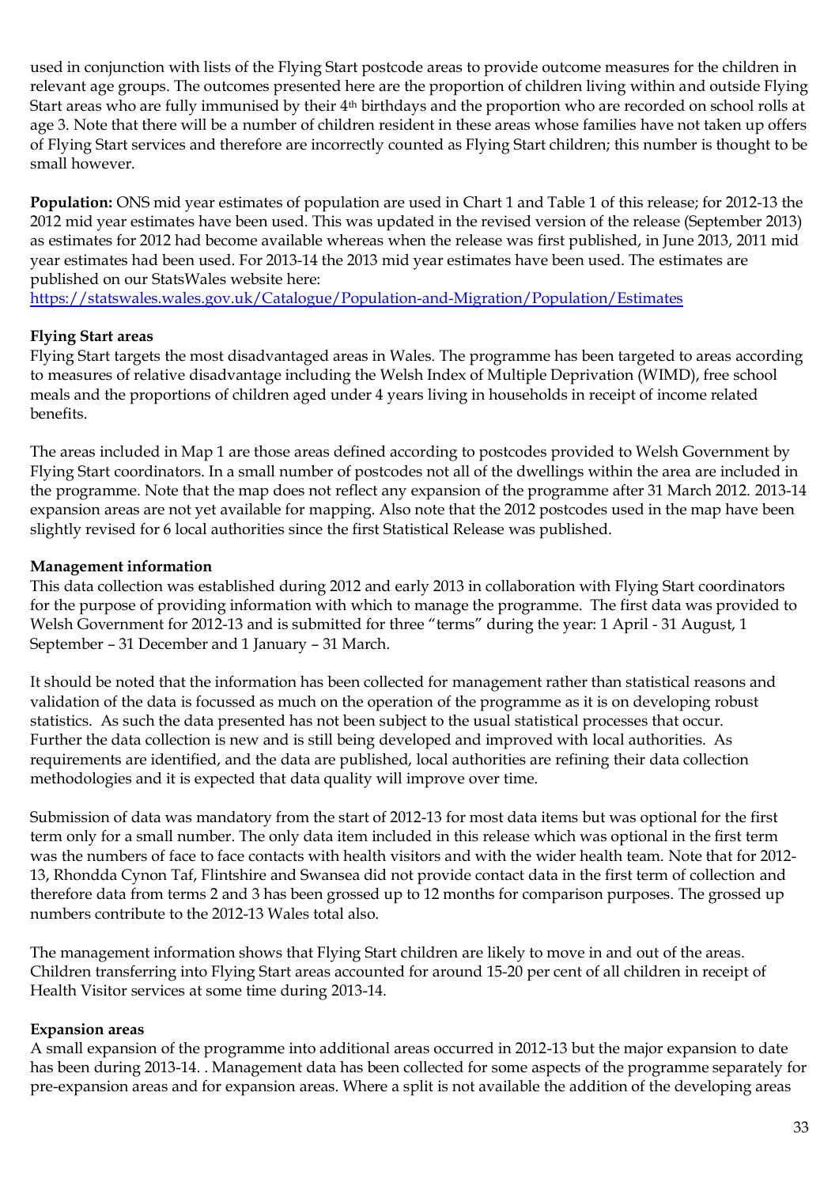used in conjunction with lists of the Flying Start postcode areas to provide outcome measures for the children in relevant age groups. The outcomes presented here are the proportion of children living within and outside Flying Start areas who are fully immunised by their 4th birthdays and the proportion who are recorded on school rolls at age 3. Note that there will be a number of children resident in these areas whose families have not taken up offers of Flying Start services and therefore are incorrectly counted as Flying Start children; this number is thought to be small however.

**Population:** ONS mid year estimates of population are used in Chart 1 and Table 1 of this release; for 2012-13 the 2012 mid year estimates have been used. This was updated in the revised version of the release (September 2013) as estimates for 2012 had become available whereas when the release was first published, in June 2013, 2011 mid year estimates had been used. For 2013-14 the 2013 mid year estimates have been used. The estimates are published on our StatsWales website here:
https://statswales.wales.gov.uk/Catalogue/Population-and-Migration/Population/Estimates

**Flying Start areas**
Flying Start targets the most disadvantaged areas in Wales. The programme has been targeted to areas according to measures of relative disadvantage including the Welsh Index of Multiple Deprivation (WIMD), free school meals and the proportions of children aged under 4 years living in households in receipt of income related benefits.

The areas included in Map 1 are those areas defined according to postcodes provided to Welsh Government by Flying Start coordinators. In a small number of postcodes not all of the dwellings within the area are included in the programme. Note that the map does not reflect any expansion of the programme after 31 March 2012. 2013-14 expansion areas are not yet available for mapping. Also note that the 2012 postcodes used in the map have been slightly revised for 6 local authorities since the first Statistical Release was published.

**Management information**
This data collection was established during 2012 and early 2013 in collaboration with Flying Start coordinators for the purpose of providing information with which to manage the programme. The first data was provided to Welsh Government for 2012-13 and is submitted for three "terms" during the year: 1 April - 31 August, 1 September – 31 December and 1 January – 31 March.

It should be noted that the information has been collected for management rather than statistical reasons and validation of the data is focussed as much on the operation of the programme as it is on developing robust statistics. As such the data presented has not been subject to the usual statistical processes that occur. Further the data collection is new and is still being developed and improved with local authorities. As requirements are identified, and the data are published, local authorities are refining their data collection methodologies and it is expected that data quality will improve over time.

Submission of data was mandatory from the start of 2012-13 for most data items but was optional for the first term only for a small number. The only data item included in this release which was optional in the first term was the numbers of face to face contacts with health visitors and with the wider health team. Note that for 2012-13, Rhondda Cynon Taf, Flintshire and Swansea did not provide contact data in the first term of collection and therefore data from terms 2 and 3 has been grossed up to 12 months for comparison purposes. The grossed up numbers contribute to the 2012-13 Wales total also.

The management information shows that Flying Start children are likely to move in and out of the areas. Children transferring into Flying Start areas accounted for around 15-20 per cent of all children in receipt of Health Visitor services at some time during 2013-14.

**Expansion areas**
A small expansion of the programme into additional areas occurred in 2012-13 but the major expansion to date has been during 2013-14. . Management data has been collected for some aspects of the programme separately for pre-expansion areas and for expansion areas. Where a split is not available the addition of the developing areas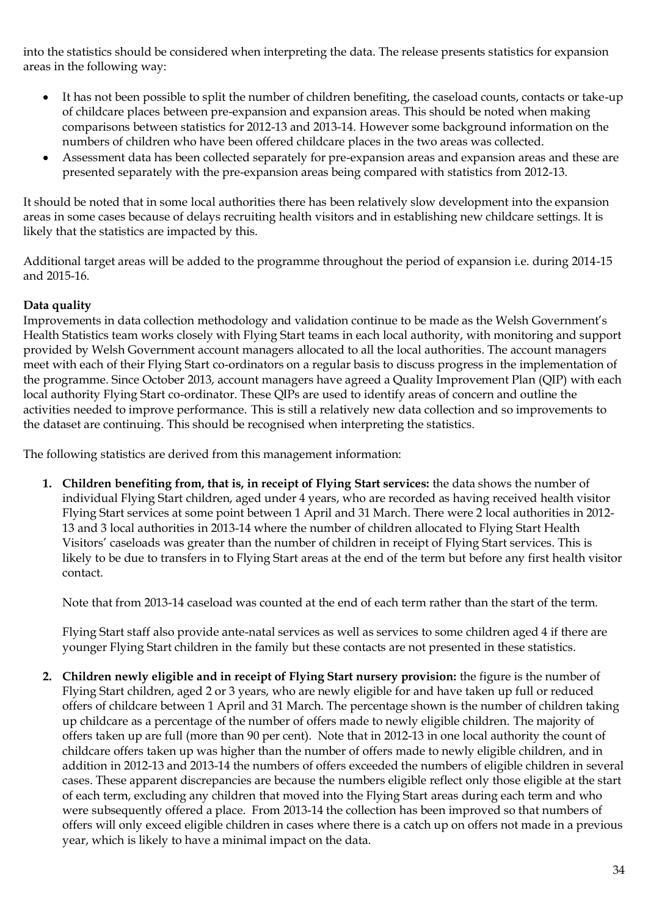into the statistics should be considered when interpreting the data. The release presents statistics for expansion areas in the following way:

- It has not been possible to split the number of children benefiting, the caseload counts, contacts or take-up of childcare places between pre-expansion and expansion areas. This should be noted when making comparisons between statistics for 2012-13 and 2013-14. However some background information on the numbers of children who have been offered childcare places in the two areas was collected.
- Assessment data has been collected separately for pre-expansion areas and expansion areas and these are presented separately with the pre-expansion areas being compared with statistics from 2012-13.

It should be noted that in some local authorities there has been relatively slow development into the expansion areas in some cases because of delays recruiting health visitors and in establishing new childcare settings. It is likely that the statistics are impacted by this.

Additional target areas will be added to the programme throughout the period of expansion i.e. during 2014-15 and 2015-16.

**Data quality**

Improvements in data collection methodology and validation continue to be made as the Welsh Government's Health Statistics team works closely with Flying Start teams in each local authority, with monitoring and support provided by Welsh Government account managers allocated to all the local authorities. The account managers meet with each of their Flying Start co-ordinators on a regular basis to discuss progress in the implementation of the programme. Since October 2013, account managers have agreed a Quality Improvement Plan (QIP) with each local authority Flying Start co-ordinator. These QIPs are used to identify areas of concern and outline the activities needed to improve performance. This is still a relatively new data collection and so improvements to the dataset are continuing. This should be recognised when interpreting the statistics.

The following statistics are derived from this management information:

1. **Children benefiting from, that is, in receipt of Flying Start services:** the data shows the number of individual Flying Start children, aged under 4 years, who are recorded as having received health visitor Flying Start services at some point between 1 April and 31 March. There were 2 local authorities in 2012-13 and 3 local authorities in 2013-14 where the number of children allocated to Flying Start Health Visitors' caseloads was greater than the number of children in receipt of Flying Start services. This is likely to be due to transfers in to Flying Start areas at the end of the term but before any first health visitor contact.

   Note that from 2013-14 caseload was counted at the end of each term rather than the start of the term.

   Flying Start staff also provide ante-natal services as well as services to some children aged 4 if there are younger Flying Start children in the family but these contacts are not presented in these statistics.

2. **Children newly eligible and in receipt of Flying Start nursery provision:** the figure is the number of Flying Start children, aged 2 or 3 years, who are newly eligible for and have taken up full or reduced offers of childcare between 1 April and 31 March. The percentage shown is the number of children taking up childcare as a percentage of the number of offers made to newly eligible children. The majority of offers taken up are full (more than 90 per cent). Note that in 2012-13 in one local authority the count of childcare offers taken up was higher than the number of offers made to newly eligible children, and in addition in 2012-13 and 2013-14 the numbers of offers exceeded the numbers of eligible children in several cases. These apparent discrepancies are because the numbers eligible reflect only those eligible at the start of each term, excluding any children that moved into the Flying Start areas during each term and who were subsequently offered a place. From 2013-14 the collection has been improved so that numbers of offers will only exceed eligible children in cases where there is a catch up on offers not made in a previous year, which is likely to have a minimal impact on the data.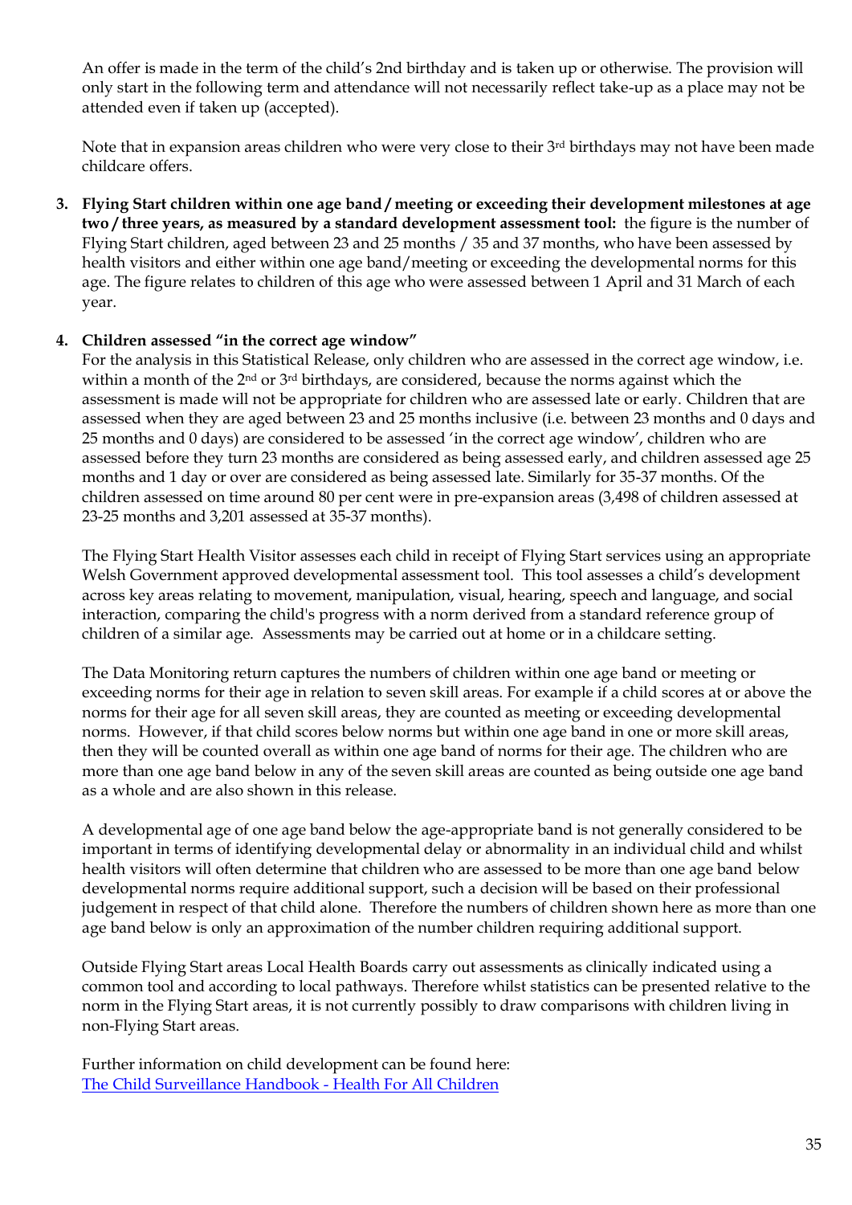An offer is made in the term of the child's 2nd birthday and is taken up or otherwise. The provision will only start in the following term and attendance will not necessarily reflect take-up as a place may not be attended even if taken up (accepted).

Note that in expansion areas children who were very close to their 3rd birthdays may not have been made childcare offers.

3. **Flying Start children within one age band / meeting or exceeding their development milestones at age two / three years, as measured by a standard development assessment tool:** the figure is the number of Flying Start children, aged between 23 and 25 months / 35 and 37 months, who have been assessed by health visitors and either within one age band/meeting or exceeding the developmental norms for this age. The figure relates to children of this age who were assessed between 1 April and 31 March of each year.

4. **Children assessed "in the correct age window"**
   For the analysis in this Statistical Release, only children who are assessed in the correct age window, i.e. within a month of the 2nd or 3rd birthdays, are considered, because the norms against which the assessment is made will not be appropriate for children who are assessed late or early. Children that are assessed when they are aged between 23 and 25 months inclusive (i.e. between 23 months and 0 days and 25 months and 0 days) are considered to be assessed 'in the correct age window', children who are assessed before they turn 23 months are considered as being assessed early, and children assessed age 25 months and 1 day or over are considered as being assessed late. Similarly for 35-37 months. Of the children assessed on time around 80 per cent were in pre-expansion areas (3,498 of children assessed at 23-25 months and 3,201 assessed at 35-37 months).

   The Flying Start Health Visitor assesses each child in receipt of Flying Start services using an appropriate Welsh Government approved developmental assessment tool. This tool assesses a child's development across key areas relating to movement, manipulation, visual, hearing, speech and language, and social interaction, comparing the child's progress with a norm derived from a standard reference group of children of a similar age. Assessments may be carried out at home or in a childcare setting.

   The Data Monitoring return captures the numbers of children within one age band or meeting or exceeding norms for their age in relation to seven skill areas. For example if a child scores at or above the norms for their age for all seven skill areas, they are counted as meeting or exceeding developmental norms. However, if that child scores below norms but within one age band in one or more skill areas, then they will be counted overall as within one age band of norms for their age. The children who are more than one age band below in any of the seven skill areas are counted as being outside one age band as a whole and are also shown in this release.

   A developmental age of one age band below the age-appropriate band is not generally considered to be important in terms of identifying developmental delay or abnormality in an individual child and whilst health visitors will often determine that children who are assessed to be more than one age band below developmental norms require additional support, such a decision will be based on their professional judgement in respect of that child alone. Therefore the numbers of children shown here as more than one age band below is only an approximation of the number children requiring additional support.

   Outside Flying Start areas Local Health Boards carry out assessments as clinically indicated using a common tool and according to local pathways. Therefore whilst statistics can be presented relative to the norm in the Flying Start areas, it is not currently possibly to draw comparisons with children living in non-Flying Start areas.

   Further information on child development can be found here:
   [The Child Surveillance Handbook - Health For All Children]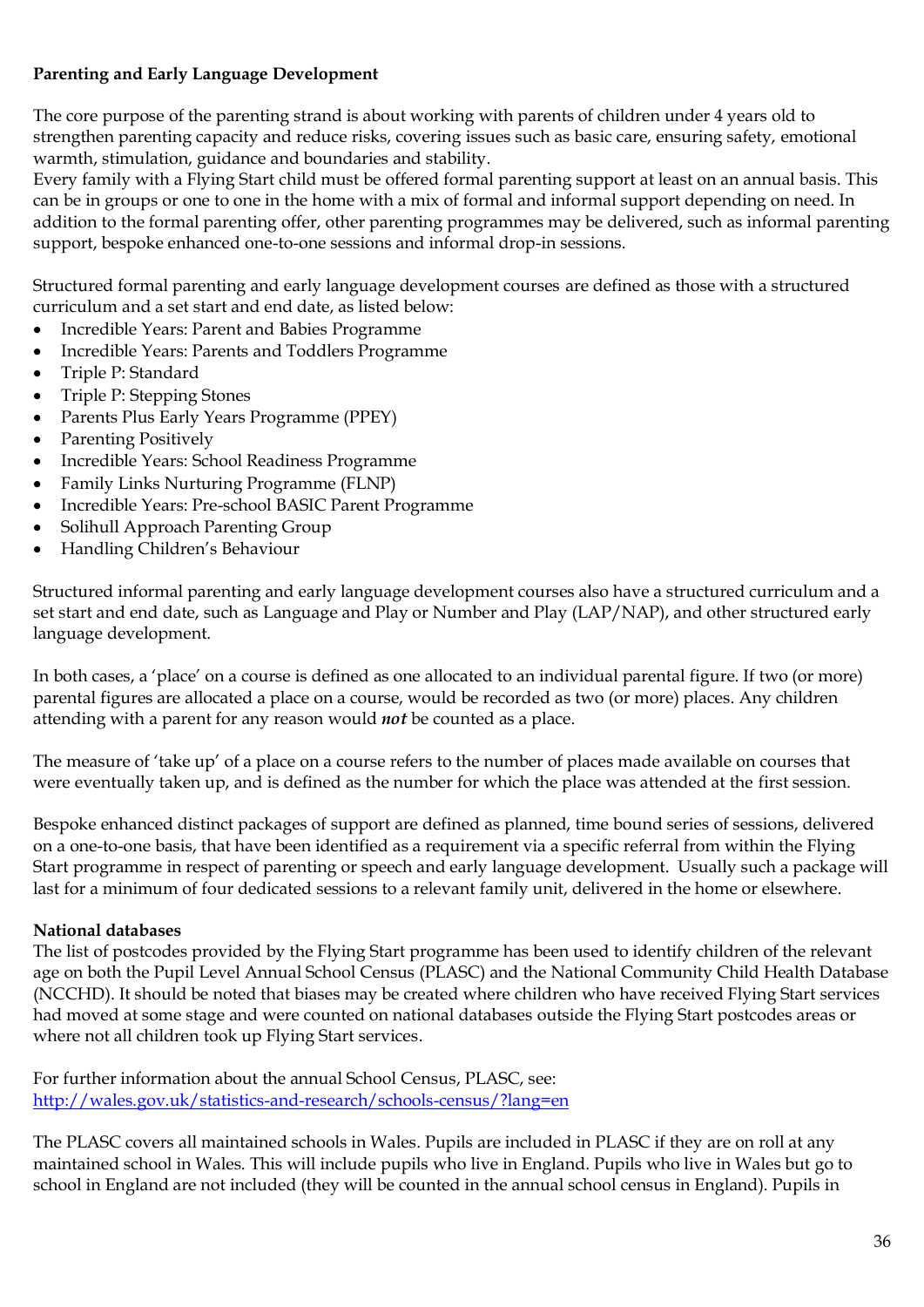**Parenting and Early Language Development**

The core purpose of the parenting strand is about working with parents of children under 4 years old to strengthen parenting capacity and reduce risks, covering issues such as basic care, ensuring safety, emotional warmth, stimulation, guidance and boundaries and stability.
Every family with a Flying Start child must be offered formal parenting support at least on an annual basis. This can be in groups or one to one in the home with a mix of formal and informal support depending on need. In addition to the formal parenting offer, other parenting programmes may be delivered, such as informal parenting support, bespoke enhanced one-to-one sessions and informal drop-in sessions.

Structured formal parenting and early language development courses are defined as those with a structured curriculum and a set start and end date, as listed below:

- Incredible Years: Parent and Babies Programme
- Incredible Years: Parents and Toddlers Programme
- Triple P: Standard
- Triple P: Stepping Stones
- Parents Plus Early Years Programme (PPEY)
- Parenting Positively
- Incredible Years: School Readiness Programme
- Family Links Nurturing Programme (FLNP)
- Incredible Years: Pre-school BASIC Parent Programme
- Solihull Approach Parenting Group
- Handling Children's Behaviour

Structured informal parenting and early language development courses also have a structured curriculum and a set start and end date, such as Language and Play or Number and Play (LAP/NAP), and other structured early language development.

In both cases, a 'place' on a course is defined as one allocated to an individual parental figure. If two (or more) parental figures are allocated a place on a course, would be recorded as two (or more) places. Any children attending with a parent for any reason would ***not*** be counted as a place.

The measure of 'take up' of a place on a course refers to the number of places made available on courses that were eventually taken up, and is defined as the number for which the place was attended at the first session.

Bespoke enhanced distinct packages of support are defined as planned, time bound series of sessions, delivered on a one-to-one basis, that have been identified as a requirement via a specific referral from within the Flying Start programme in respect of parenting or speech and early language development. Usually such a package will last for a minimum of four dedicated sessions to a relevant family unit, delivered in the home or elsewhere.

**National databases**
The list of postcodes provided by the Flying Start programme has been used to identify children of the relevant age on both the Pupil Level Annual School Census (PLASC) and the National Community Child Health Database (NCCHD). It should be noted that biases may be created where children who have received Flying Start services had moved at some stage and were counted on national databases outside the Flying Start postcodes areas or where not all children took up Flying Start services.

For further information about the annual School Census, PLASC, see:
http://wales.gov.uk/statistics-and-research/schools-census/?lang=en

The PLASC covers all maintained schools in Wales. Pupils are included in PLASC if they are on roll at any maintained school in Wales. This will include pupils who live in England. Pupils who live in Wales but go to school in England are not included (they will be counted in the annual school census in England). Pupils in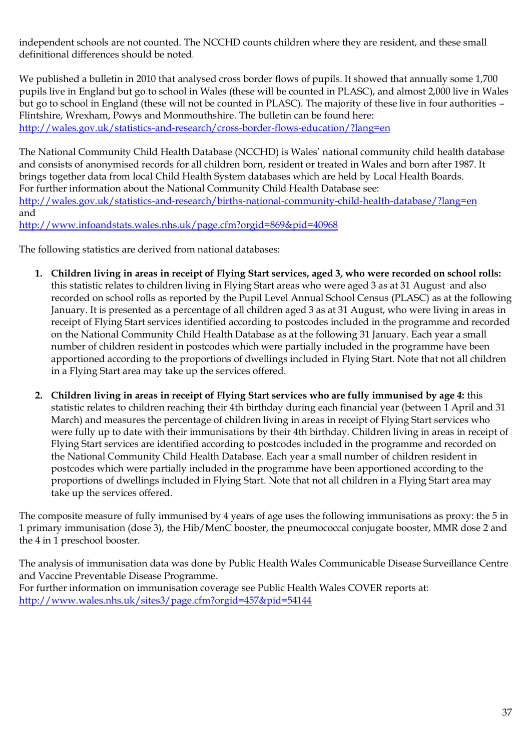independent schools are not counted. The NCCHD counts children where they are resident, and these small definitional differences should be noted.

We published a bulletin in 2010 that analysed cross border flows of pupils. It showed that annually some 1,700 pupils live in England but go to school in Wales (these will be counted in PLASC), and almost 2,000 live in Wales but go to school in England (these will not be counted in PLASC). The majority of these live in four authorities – Flintshire, Wrexham, Powys and Monmouthshire. The bulletin can be found here:
http://wales.gov.uk/statistics-and-research/cross-border-flows-education/?lang=en

The National Community Child Health Database (NCCHD) is Wales' national community child health database and consists of anonymised records for all children born, resident or treated in Wales and born after 1987. It brings together data from local Child Health System databases which are held by Local Health Boards.
For further information about the National Community Child Health Database see:
http://wales.gov.uk/statistics-and-research/births-national-community-child-health-database/?lang=en
and
http://www.infoandstats.wales.nhs.uk/page.cfm?orgid=869&pid=40968

The following statistics are derived from national databases:

1. **Children living in areas in receipt of Flying Start services, aged 3, who were recorded on school rolls:** this statistic relates to children living in Flying Start areas who were aged 3 as at 31 August and also recorded on school rolls as reported by the Pupil Level Annual School Census (PLASC) as at the following January. It is presented as a percentage of all children aged 3 as at 31 August, who were living in areas in receipt of Flying Start services identified according to postcodes included in the programme and recorded on the National Community Child Health Database as at the following 31 January. Each year a small number of children resident in postcodes which were partially included in the programme have been apportioned according to the proportions of dwellings included in Flying Start. Note that not all children in a Flying Start area may take up the services offered.

2. **Children living in areas in receipt of Flying Start services who are fully immunised by age 4:** this statistic relates to children reaching their 4th birthday during each financial year (between 1 April and 31 March) and measures the percentage of children living in areas in receipt of Flying Start services who were fully up to date with their immunisations by their 4th birthday. Children living in areas in receipt of Flying Start services are identified according to postcodes included in the programme and recorded on the National Community Child Health Database. Each year a small number of children resident in postcodes which were partially included in the programme have been apportioned according to the proportions of dwellings included in Flying Start. Note that not all children in a Flying Start area may take up the services offered.

The composite measure of fully immunised by 4 years of age uses the following immunisations as proxy: the 5 in 1 primary immunisation (dose 3), the Hib/MenC booster, the pneumococcal conjugate booster, MMR dose 2 and the 4 in 1 preschool booster.

The analysis of immunisation data was done by Public Health Wales Communicable Disease Surveillance Centre and Vaccine Preventable Disease Programme.
For further information on immunisation coverage see Public Health Wales COVER reports at:
http://www.wales.nhs.uk/sites3/page.cfm?orgid=457&pid=54144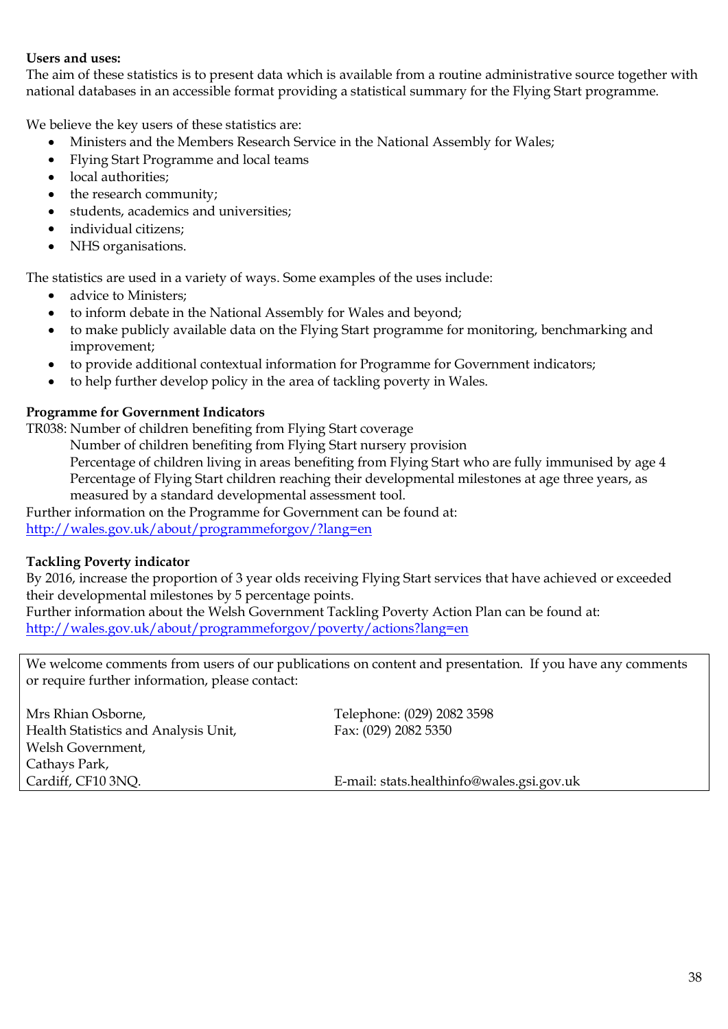**Users and uses:**
The aim of these statistics is to present data which is available from a routine administrative source together with national databases in an accessible format providing a statistical summary for the Flying Start programme.

We believe the key users of these statistics are:

- Ministers and the Members Research Service in the National Assembly for Wales;
- Flying Start Programme and local teams
- local authorities;
- the research community;
- students, academics and universities;
- individual citizens;
- NHS organisations.

The statistics are used in a variety of ways. Some examples of the uses include:

- advice to Ministers;
- to inform debate in the National Assembly for Wales and beyond;
- to make publicly available data on the Flying Start programme for monitoring, benchmarking and improvement;
- to provide additional contextual information for Programme for Government indicators;
- to help further develop policy in the area of tackling poverty in Wales.

**Programme for Government Indicators**
TR038: Number of children benefiting from Flying Start coverage
Number of children benefiting from Flying Start nursery provision
Percentage of children living in areas benefiting from Flying Start who are fully immunised by age 4
Percentage of Flying Start children reaching their developmental milestones at age three years, as measured by a standard developmental assessment tool.
Further information on the Programme for Government can be found at:
http://wales.gov.uk/about/programmeforgov/?lang=en

**Tackling Poverty indicator**
By 2016, increase the proportion of 3 year olds receiving Flying Start services that have achieved or exceeded their developmental milestones by 5 percentage points.
Further information about the Welsh Government Tackling Poverty Action Plan can be found at:
http://wales.gov.uk/about/programmeforgov/poverty/actions?lang=en

We welcome comments from users of our publications on content and presentation. If you have any comments or require further information, please contact:

Mrs Rhian Osborne,
Health Statistics and Analysis Unit,
Welsh Government,
Cathays Park,
Cardiff, CF10 3NQ.

Telephone: (029) 2082 3598
Fax: (029) 2082 5350

E-mail: stats.healthinfo@wales.gsi.gov.uk